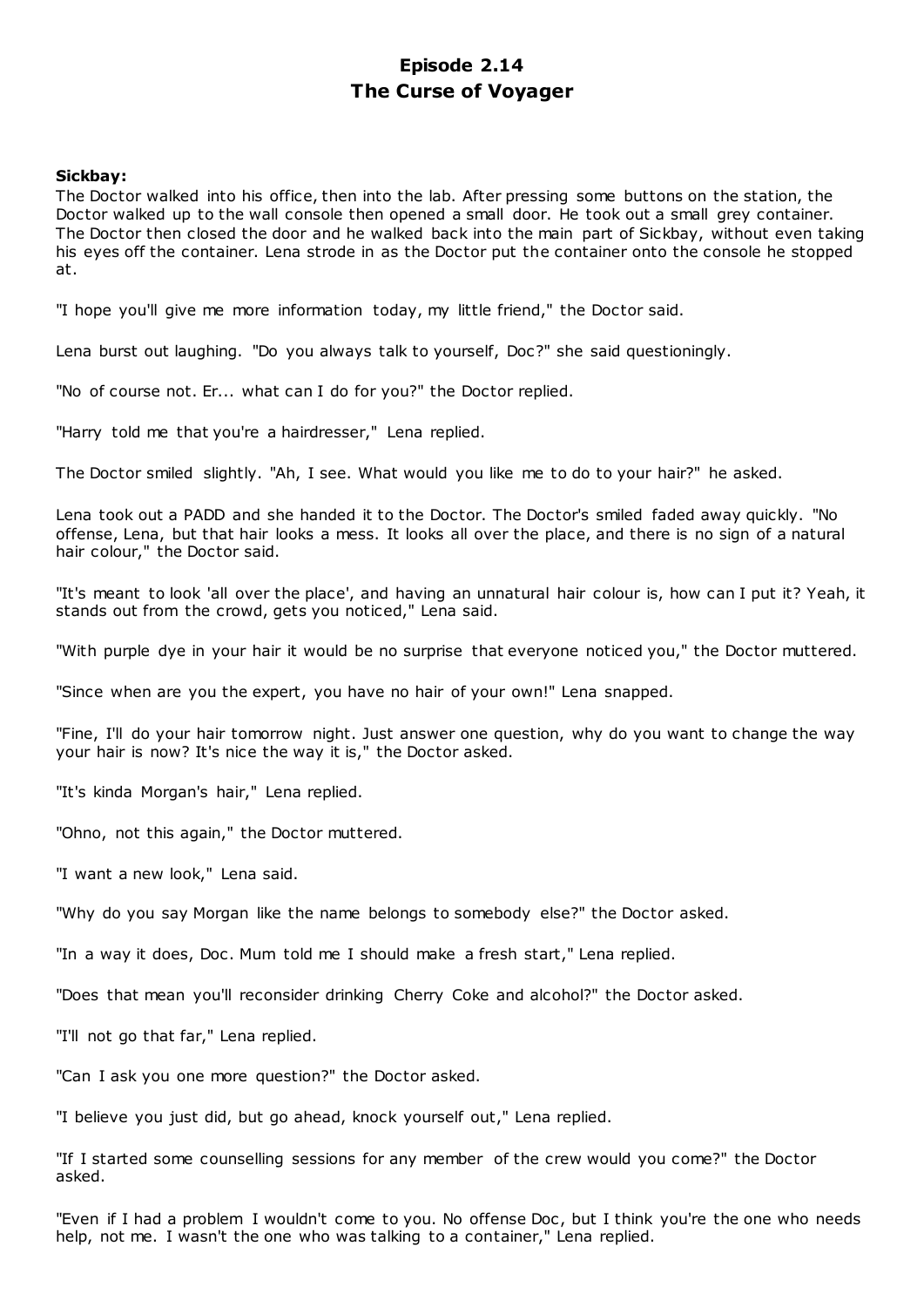# Episode 2.14
# The Curse of Voyager

**Sickbay:**

The Doctor walked into his office, then into the lab. After pressing some buttons on the station, the Doctor walked up to the wall console then opened a small door. He took out a small grey container. The Doctor then closed the door and he walked back into the main part of Sickbay, without even taking his eyes off the container. Lena strode in as the Doctor put the container onto the console he stopped at.

"I hope you'll give me more information today, my little friend," the Doctor said.

Lena burst out laughing. "Do you always talk to yourself, Doc?" she said questioningly.

"No of course not. Er... what can I do for you?" the Doctor replied.

"Harry told me that you're a hairdresser," Lena replied.

The Doctor smiled slightly. "Ah, I see. What would you like me to do to your hair?" he asked.

Lena took out a PADD and she handed it to the Doctor. The Doctor's smiled faded away quickly. "No offense, Lena, but that hair looks a mess. It looks all over the place, and there is no sign of a natural hair colour," the Doctor said.

"It's meant to look 'all over the place', and having an unnatural hair colour is, how can I put it? Yeah, it stands out from the crowd, gets you noticed," Lena said.

"With purple dye in your hair it would be no surprise that everyone noticed you," the Doctor muttered.

"Since when are you the expert, you have no hair of your own!" Lena snapped.

"Fine, I'll do your hair tomorrow night. Just answer one question, why do you want to change the way your hair is now? It's nice the way it is," the Doctor asked.

"It's kinda Morgan's hair," Lena replied.

"Ohno, not this again," the Doctor muttered.

"I want a new look," Lena said.

"Why do you say Morgan like the name belongs to somebody else?" the Doctor asked.

"In a way it does, Doc. Mum told me I should make a fresh start," Lena replied.

"Does that mean you'll reconsider drinking Cherry Coke and alcohol?" the Doctor asked.

"I'll not go that far," Lena replied.

"Can I ask you one more question?" the Doctor asked.

"I believe you just did, but go ahead, knock yourself out," Lena replied.

"If I started some counselling sessions for any member of the crew would you come?" the Doctor asked.

"Even if I had a problem I wouldn't come to you. No offense Doc, but I think you're the one who needs help, not me. I wasn't the one who was talking to a container," Lena replied.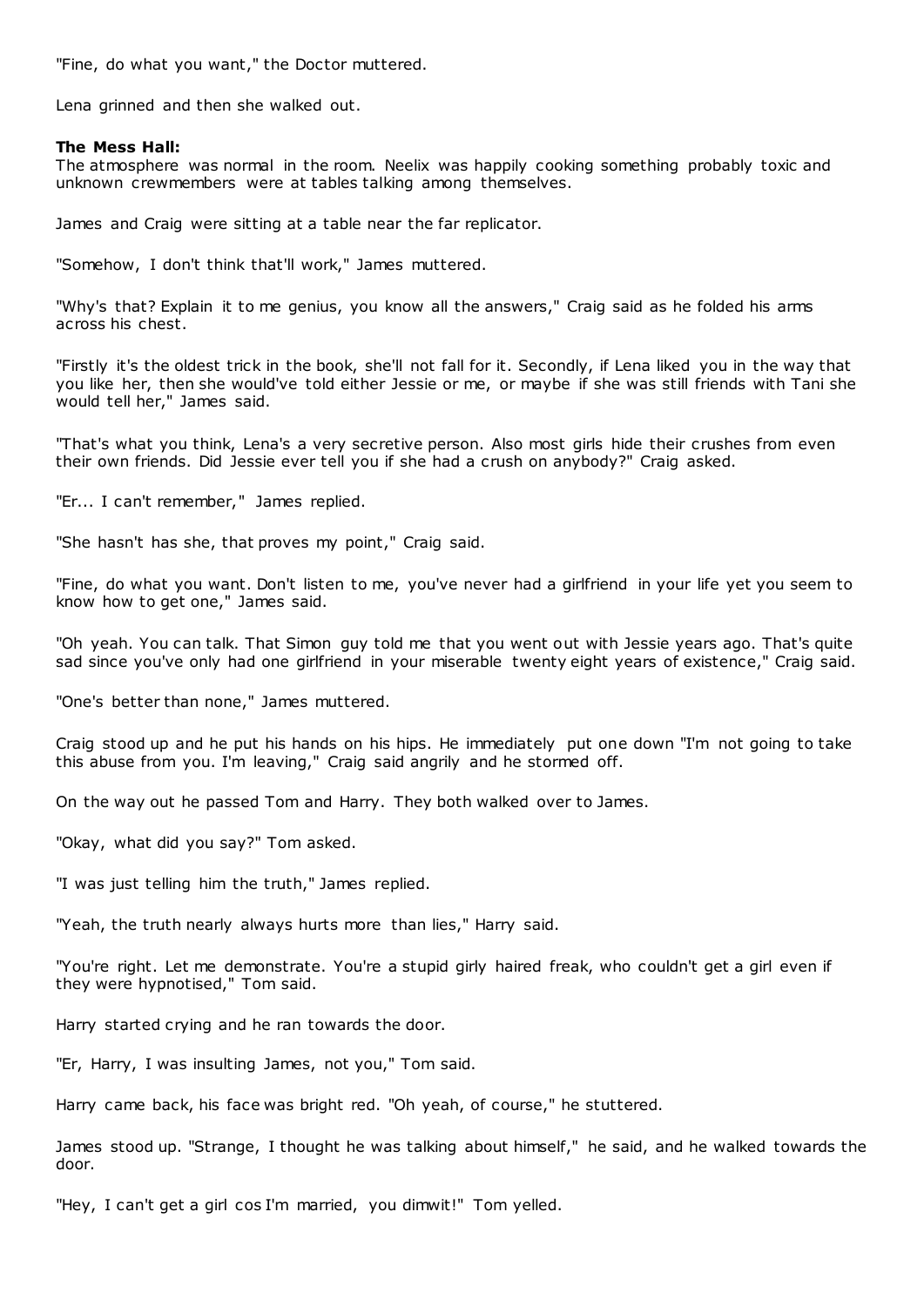"Fine, do what you want," the Doctor muttered.

Lena grinned and then she walked out.

**The Mess Hall:**
The atmosphere was normal in the room. Neelix was happily cooking something probably toxic and unknown crewmembers were at tables talking among themselves.

James and Craig were sitting at a table near the far replicator.

"Somehow, I don't think that'll work," James muttered.

"Why's that? Explain it to me genius, you know all the answers," Craig said as he folded his arms across his chest.

"Firstly it's the oldest trick in the book, she'll not fall for it. Secondly, if Lena liked you in the way that you like her, then she would've told either Jessie or me, or maybe if she was still friends with Tani she would tell her," James said.

"That's what you think, Lena's a very secretive person. Also most girls hide their crushes from even their own friends. Did Jessie ever tell you if she had a crush on anybody?" Craig asked.

"Er... I can't remember," James replied.

"She hasn't has she, that proves my point," Craig said.

"Fine, do what you want. Don't listen to me, you've never had a girlfriend in your life yet you seem to know how to get one," James said.

"Oh yeah. You can talk. That Simon guy told me that you went out with Jessie years ago. That's quite sad since you've only had one girlfriend in your miserable twenty eight years of existence," Craig said.

"One's better than none," James muttered.

Craig stood up and he put his hands on his hips. He immediately put one down "I'm not going to take this abuse from you. I'm leaving," Craig said angrily and he stormed off.

On the way out he passed Tom and Harry. They both walked over to James.

"Okay, what did you say?" Tom asked.

"I was just telling him the truth," James replied.

"Yeah, the truth nearly always hurts more than lies," Harry said.

"You're right. Let me demonstrate. You're a stupid girly haired freak, who couldn't get a girl even if they were hypnotised," Tom said.

Harry started crying and he ran towards the door.

"Er, Harry, I was insulting James, not you," Tom said.

Harry came back, his face was bright red. "Oh yeah, of course," he stuttered.

James stood up. "Strange, I thought he was talking about himself," he said, and he walked towards the door.

"Hey, I can't get a girl cos I'm married, you dimwit!" Tom yelled.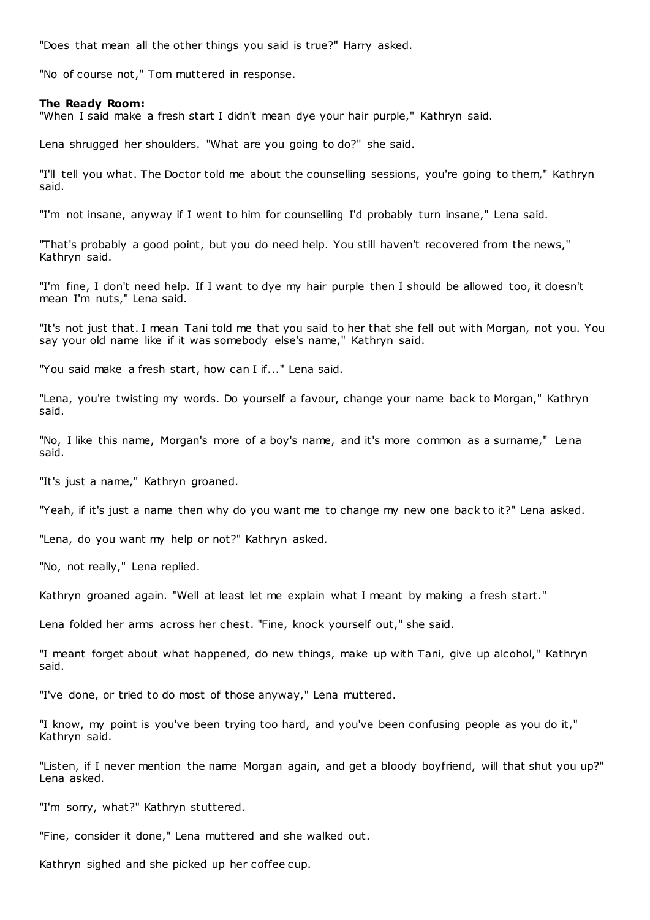"Does that mean all the other things you said is true?" Harry asked.

"No of course not," Tom muttered in response.

**The Ready Room:**

"When I said make a fresh start I didn't mean dye your hair purple," Kathryn said.

Lena shrugged her shoulders. "What are you going to do?" she said.

"I'll tell you what. The Doctor told me about the counselling sessions, you're going to them," Kathryn said.

"I'm not insane, anyway if I went to him for counselling I'd probably turn insane," Lena said.

"That's probably a good point, but you do need help. You still haven't recovered from the news," Kathryn said.

"I'm fine, I don't need help. If I want to dye my hair purple then I should be allowed too, it doesn't mean I'm nuts," Lena said.

"It's not just that. I mean Tani told me that you said to her that she fell out with Morgan, not you. You say your old name like if it was somebody else's name," Kathryn said.

"You said make a fresh start, how can I if..." Lena said.

"Lena, you're twisting my words. Do yourself a favour, change your name back to Morgan," Kathryn said.

"No, I like this name, Morgan's more of a boy's name, and it's more common as a surname," Lena said.

"It's just a name," Kathryn groaned.

"Yeah, if it's just a name then why do you want me to change my new one back to it?" Lena asked.

"Lena, do you want my help or not?" Kathryn asked.

"No, not really," Lena replied.

Kathryn groaned again. "Well at least let me explain what I meant by making a fresh start."

Lena folded her arms across her chest. "Fine, knock yourself out," she said.

"I meant forget about what happened, do new things, make up with Tani, give up alcohol," Kathryn said.

"I've done, or tried to do most of those anyway," Lena muttered.

"I know, my point is you've been trying too hard, and you've been confusing people as you do it," Kathryn said.

"Listen, if I never mention the name Morgan again, and get a bloody boyfriend, will that shut you up?" Lena asked.

"I'm sorry, what?" Kathryn stuttered.

"Fine, consider it done," Lena muttered and she walked out.

Kathryn sighed and she picked up her coffee cup.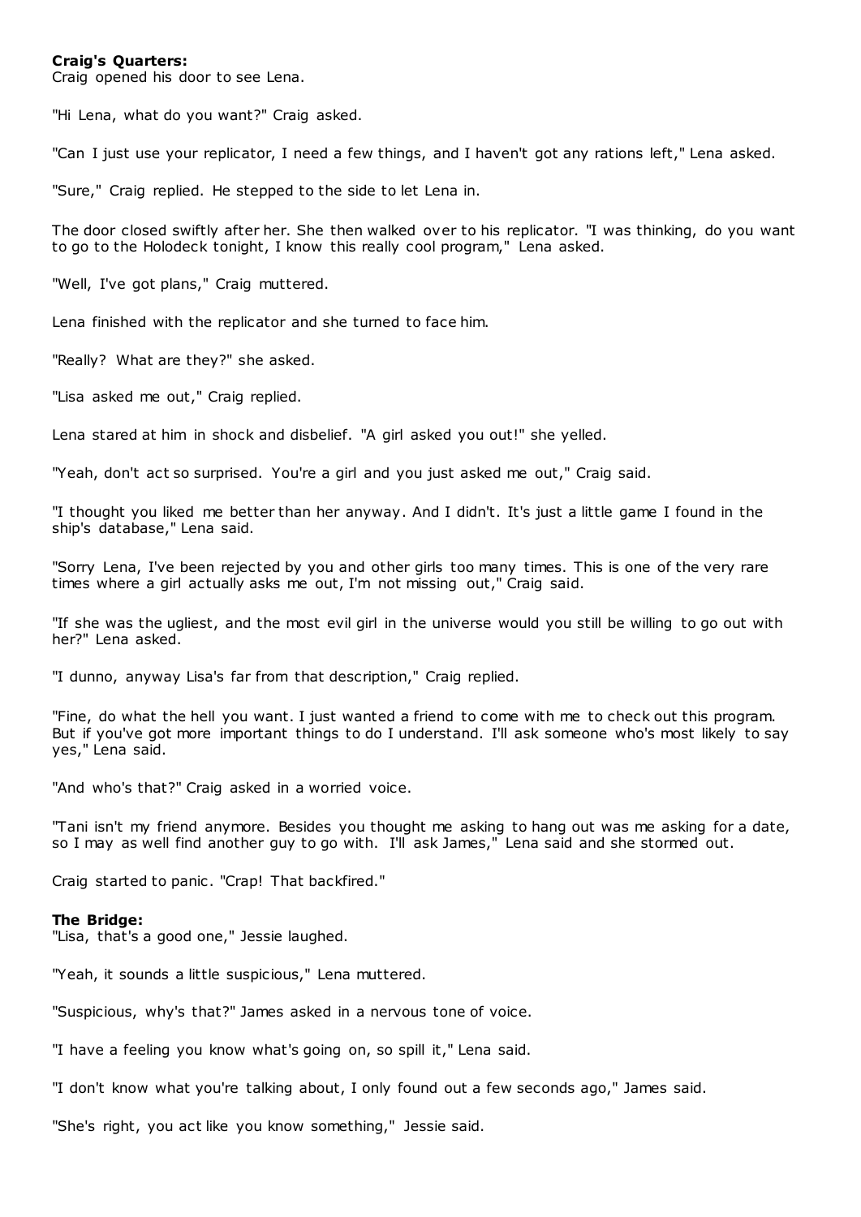**Craig's Quarters:**
Craig opened his door to see Lena.

"Hi Lena, what do you want?" Craig asked.

"Can I just use your replicator, I need a few things, and I haven't got any rations left," Lena asked.

"Sure," Craig replied. He stepped to the side to let Lena in.

The door closed swiftly after her. She then walked over to his replicator. "I was thinking, do you want to go to the Holodeck tonight, I know this really cool program," Lena asked.

"Well, I've got plans," Craig muttered.

Lena finished with the replicator and she turned to face him.

"Really? What are they?" she asked.

"Lisa asked me out," Craig replied.

Lena stared at him in shock and disbelief. "A girl asked you out!" she yelled.

"Yeah, don't act so surprised. You're a girl and you just asked me out," Craig said.

"I thought you liked me better than her anyway. And I didn't. It's just a little game I found in the ship's database," Lena said.

"Sorry Lena, I've been rejected by you and other girls too many times. This is one of the very rare times where a girl actually asks me out, I'm not missing out," Craig said.

"If she was the ugliest, and the most evil girl in the universe would you still be willing to go out with her?" Lena asked.

"I dunno, anyway Lisa's far from that description," Craig replied.

"Fine, do what the hell you want. I just wanted a friend to come with me to check out this program. But if you've got more important things to do I understand. I'll ask someone who's most likely to say yes," Lena said.

"And who's that?" Craig asked in a worried voice.

"Tani isn't my friend anymore. Besides you thought me asking to hang out was me asking for a date, so I may as well find another guy to go with. I'll ask James," Lena said and she stormed out.

Craig started to panic. "Crap! That backfired."

**The Bridge:**
"Lisa, that's a good one," Jessie laughed.

"Yeah, it sounds a little suspicious," Lena muttered.

"Suspicious, why's that?" James asked in a nervous tone of voice.

"I have a feeling you know what's going on, so spill it," Lena said.

"I don't know what you're talking about, I only found out a few seconds ago," James said.

"She's right, you act like you know something," Jessie said.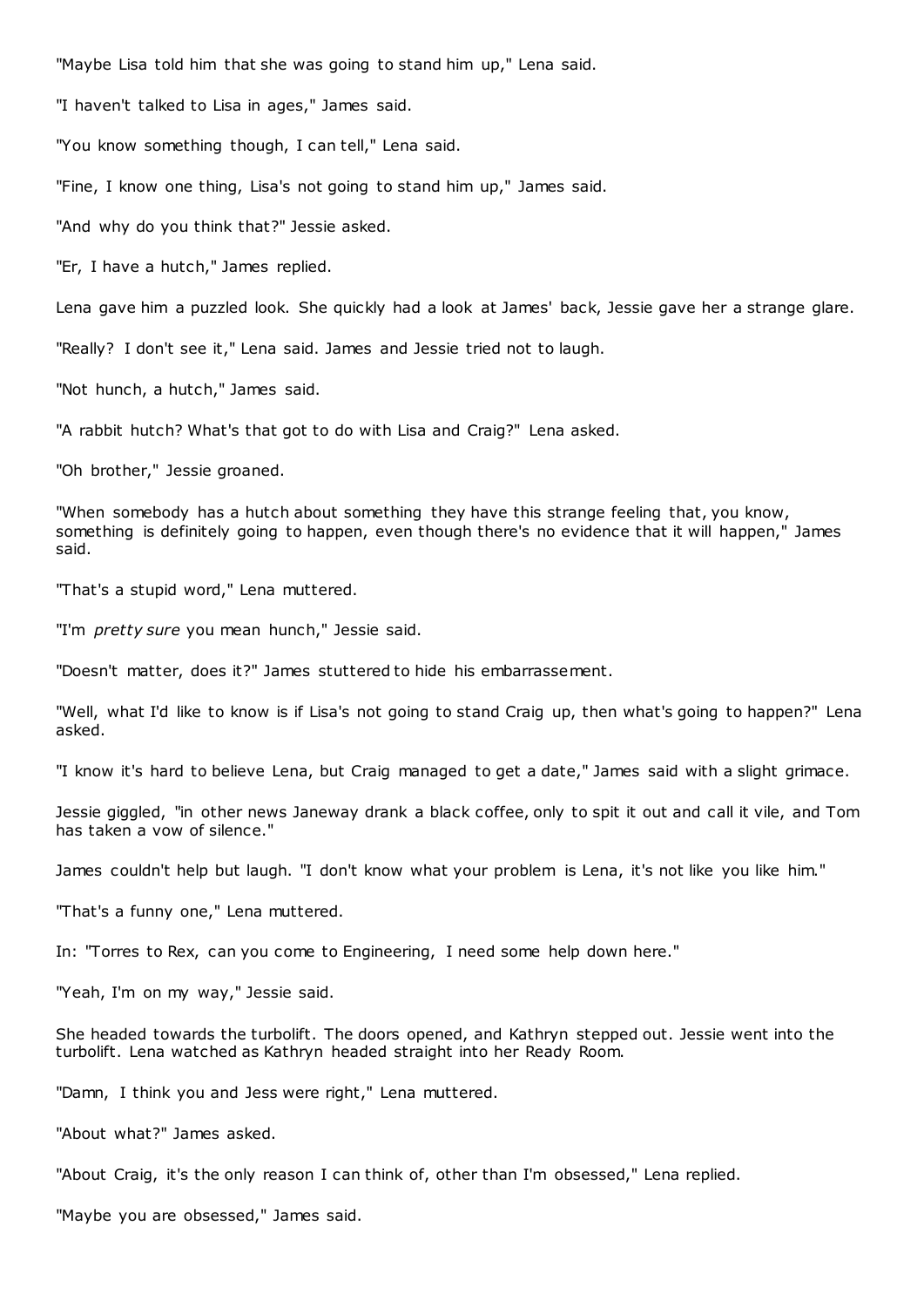"Maybe Lisa told him that she was going to stand him up," Lena said.

"I haven't talked to Lisa in ages," James said.

"You know something though, I can tell," Lena said.

"Fine, I know one thing, Lisa's not going to stand him up," James said.

"And why do you think that?" Jessie asked.

"Er, I have a hutch," James replied.

Lena gave him a puzzled look. She quickly had a look at James' back, Jessie gave her a strange glare.

"Really? I don't see it," Lena said. James and Jessie tried not to laugh.

"Not hunch, a hutch," James said.

"A rabbit hutch? What's that got to do with Lisa and Craig?" Lena asked.

"Oh brother," Jessie groaned.

"When somebody has a hutch about something they have this strange feeling that, you know, something is definitely going to happen, even though there's no evidence that it will happen," James said.

"That's a stupid word," Lena muttered.

"I'm *pretty sure* you mean hunch," Jessie said.

"Doesn't matter, does it?" James stuttered to hide his embarrassement.

"Well, what I'd like to know is if Lisa's not going to stand Craig up, then what's going to happen?" Lena asked.

"I know it's hard to believe Lena, but Craig managed to get a date," James said with a slight grimace.

Jessie giggled, "in other news Janeway drank a black coffee, only to spit it out and call it vile, and Tom has taken a vow of silence."

James couldn't help but laugh. "I don't know what your problem is Lena, it's not like you like him."

"That's a funny one," Lena muttered.

In: "Torres to Rex, can you come to Engineering, I need some help down here."

"Yeah, I'm on my way," Jessie said.

She headed towards the turbolift. The doors opened, and Kathryn stepped out. Jessie went into the turbolift. Lena watched as Kathryn headed straight into her Ready Room.

"Damn, I think you and Jess were right," Lena muttered.

"About what?" James asked.

"About Craig, it's the only reason I can think of, other than I'm obsessed," Lena replied.

"Maybe you are obsessed," James said.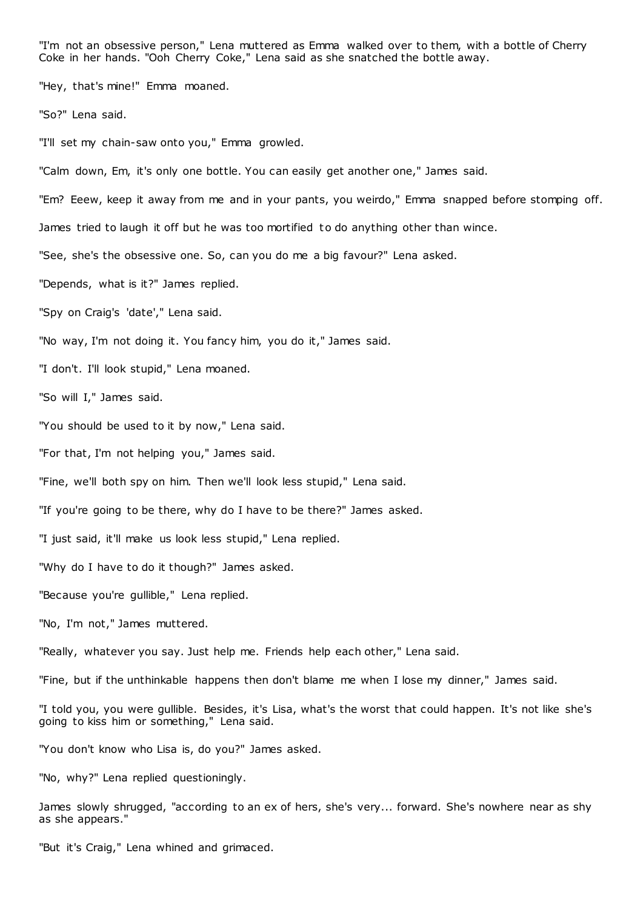"I'm not an obsessive person," Lena muttered as Emma walked over to them, with a bottle of Cherry Coke in her hands. "Ooh Cherry Coke," Lena said as she snatched the bottle away.

"Hey, that's mine!" Emma moaned.

"So?" Lena said.

"I'll set my chain-saw onto you," Emma growled.

"Calm down, Em, it's only one bottle. You can easily get another one," James said.

"Em? Eeew, keep it away from me and in your pants, you weirdo," Emma snapped before stomping off.

James tried to laugh it off but he was too mortified to do anything other than wince.

"See, she's the obsessive one. So, can you do me a big favour?" Lena asked.

"Depends, what is it?" James replied.

"Spy on Craig's 'date'," Lena said.

"No way, I'm not doing it. You fancy him, you do it," James said.

"I don't. I'll look stupid," Lena moaned.

"So will I," James said.

"You should be used to it by now," Lena said.

"For that, I'm not helping you," James said.

"Fine, we'll both spy on him. Then we'll look less stupid," Lena said.

"If you're going to be there, why do I have to be there?" James asked.

"I just said, it'll make us look less stupid," Lena replied.

"Why do I have to do it though?" James asked.

"Because you're gullible," Lena replied.

"No, I'm not," James muttered.

"Really, whatever you say. Just help me. Friends help each other," Lena said.

"Fine, but if the unthinkable happens then don't blame me when I lose my dinner," James said.

"I told you, you were gullible. Besides, it's Lisa, what's the worst that could happen. It's not like she's going to kiss him or something," Lena said.

"You don't know who Lisa is, do you?" James asked.

"No, why?" Lena replied questioningly.

James slowly shrugged, "according to an ex of hers, she's very... forward. She's nowhere near as shy as she appears."

"But it's Craig," Lena whined and grimaced.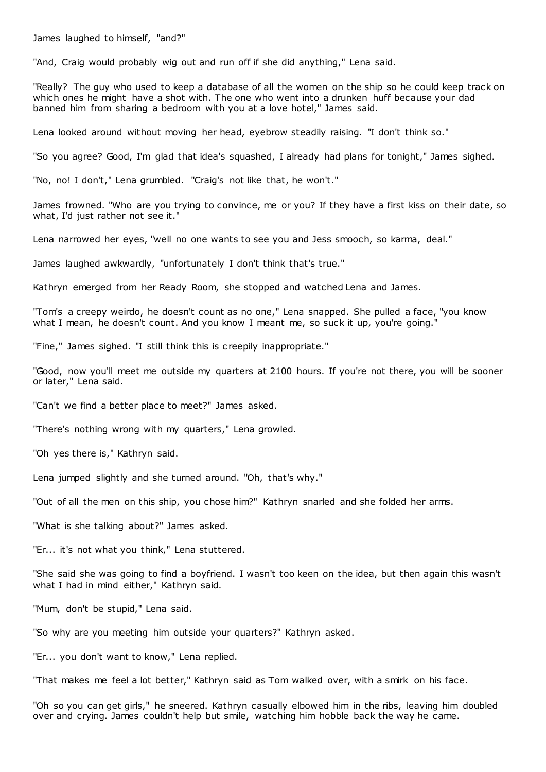James laughed to himself, "and?"

"And, Craig would probably wig out and run off if she did anything," Lena said.

"Really? The guy who used to keep a database of all the women on the ship so he could keep track on which ones he might have a shot with. The one who went into a drunken huff because your dad banned him from sharing a bedroom with you at a love hotel," James said.

Lena looked around without moving her head, eyebrow steadily raising. "I don't think so."

"So you agree? Good, I'm glad that idea's squashed, I already had plans for tonight," James sighed.

"No, no! I don't," Lena grumbled. "Craig's not like that, he won't."

James frowned. "Who are you trying to convince, me or you? If they have a first kiss on their date, so what, I'd just rather not see it."

Lena narrowed her eyes, "well no one wants to see you and Jess smooch, so karma, deal."

James laughed awkwardly, "unfortunately I don't think that's true."

Kathryn emerged from her Ready Room, she stopped and watched Lena and James.

"Tom's a creepy weirdo, he doesn't count as no one," Lena snapped. She pulled a face, "you know what I mean, he doesn't count. And you know I meant me, so suck it up, you're going."

"Fine," James sighed. "I still think this is creepily inappropriate."

"Good, now you'll meet me outside my quarters at 2100 hours. If you're not there, you will be sooner or later," Lena said.

"Can't we find a better place to meet?" James asked.

"There's nothing wrong with my quarters," Lena growled.

"Oh yes there is," Kathryn said.

Lena jumped slightly and she turned around. "Oh, that's why."

"Out of all the men on this ship, you chose him?" Kathryn snarled and she folded her arms.

"What is she talking about?" James asked.

"Er... it's not what you think," Lena stuttered.

"She said she was going to find a boyfriend. I wasn't too keen on the idea, but then again this wasn't what I had in mind either," Kathryn said.

"Mum, don't be stupid," Lena said.

"So why are you meeting him outside your quarters?" Kathryn asked.

"Er... you don't want to know," Lena replied.

"That makes me feel a lot better," Kathryn said as Tom walked over, with a smirk on his face.

"Oh so you can get girls," he sneered. Kathryn casually elbowed him in the ribs, leaving him doubled over and crying. James couldn't help but smile, watching him hobble back the way he came.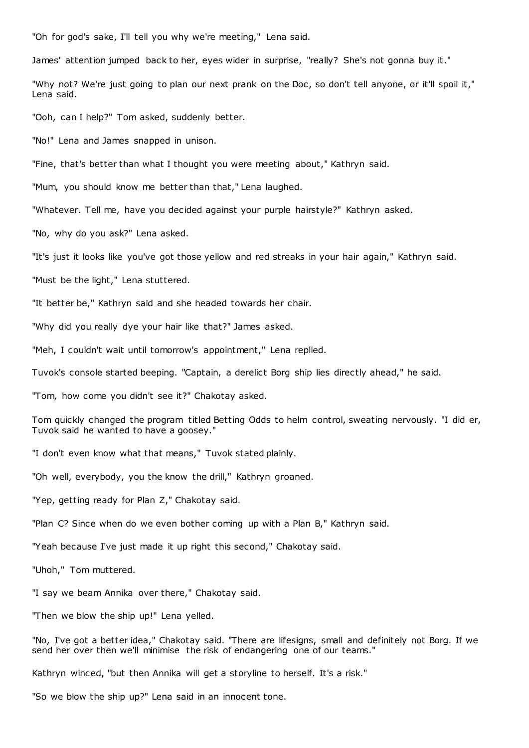"Oh for god's sake, I'll tell you why we're meeting," Lena said.

James' attention jumped back to her, eyes wider in surprise, "really? She's not gonna buy it."

"Why not? We're just going to plan our next prank on the Doc, so don't tell anyone, or it'll spoil it," Lena said.

"Ooh, can I help?" Tom asked, suddenly better.

"No!" Lena and James snapped in unison.

"Fine, that's better than what I thought you were meeting about," Kathryn said.

"Mum, you should know me better than that," Lena laughed.

"Whatever. Tell me, have you decided against your purple hairstyle?" Kathryn asked.

"No, why do you ask?" Lena asked.

"It's just it looks like you've got those yellow and red streaks in your hair again," Kathryn said.

"Must be the light," Lena stuttered.

"It better be," Kathryn said and she headed towards her chair.

"Why did you really dye your hair like that?" James asked.

"Meh, I couldn't wait until tomorrow's appointment," Lena replied.

Tuvok's console started beeping. "Captain, a derelict Borg ship lies directly ahead," he said.

"Tom, how come you didn't see it?" Chakotay asked.

Tom quickly changed the program titled Betting Odds to helm control, sweating nervously. "I did er, Tuvok said he wanted to have a goosey."

"I don't even know what that means," Tuvok stated plainly.

"Oh well, everybody, you the know the drill," Kathryn groaned.

"Yep, getting ready for Plan Z," Chakotay said.

"Plan C? Since when do we even bother coming up with a Plan B," Kathryn said.

"Yeah because I've just made it up right this second," Chakotay said.

"Uhoh," Tom muttered.

"I say we beam Annika over there," Chakotay said.

"Then we blow the ship up!" Lena yelled.

"No, I've got a better idea," Chakotay said. "There are lifesigns, small and definitely not Borg. If we send her over then we'll minimise the risk of endangering one of our teams."

Kathryn winced, "but then Annika will get a storyline to herself. It's a risk."

"So we blow the ship up?" Lena said in an innocent tone.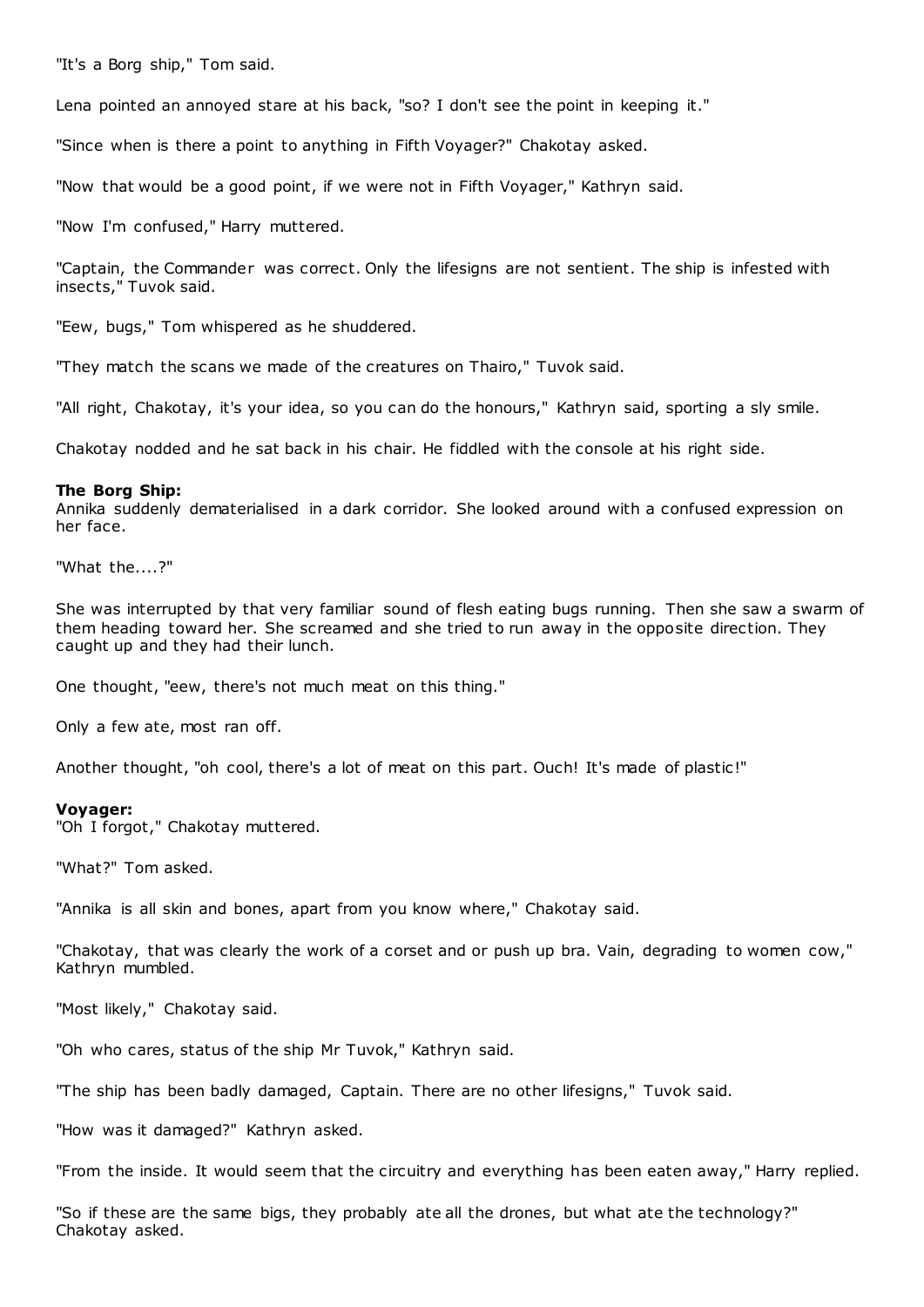"It's a Borg ship," Tom said.

Lena pointed an annoyed stare at his back, "so? I don't see the point in keeping it."

"Since when is there a point to anything in Fifth Voyager?" Chakotay asked.

"Now that would be a good point, if we were not in Fifth Voyager," Kathryn said.

"Now I'm confused," Harry muttered.

"Captain, the Commander was correct. Only the lifesigns are not sentient. The ship is infested with insects," Tuvok said.

"Eew, bugs," Tom whispered as he shuddered.

"They match the scans we made of the creatures on Thairo," Tuvok said.

"All right, Chakotay, it's your idea, so you can do the honours," Kathryn said, sporting a sly smile.

Chakotay nodded and he sat back in his chair. He fiddled with the console at his right side.

**The Borg Ship:**
Annika suddenly dematerialised in a dark corridor. She looked around with a confused expression on her face.

"What the....?"

She was interrupted by that very familiar sound of flesh eating bugs running. Then she saw a swarm of them heading toward her. She screamed and she tried to run away in the opposite direction. They caught up and they had their lunch.

One thought, "eew, there's not much meat on this thing."

Only a few ate, most ran off.

Another thought, "oh cool, there's a lot of meat on this part. Ouch! It's made of plastic!"

**Voyager:**
"Oh I forgot," Chakotay muttered.

"What?" Tom asked.

"Annika is all skin and bones, apart from you know where," Chakotay said.

"Chakotay, that was clearly the work of a corset and or push up bra. Vain, degrading to women cow," Kathryn mumbled.

"Most likely," Chakotay said.

"Oh who cares, status of the ship Mr Tuvok," Kathryn said.

"The ship has been badly damaged, Captain. There are no other lifesigns," Tuvok said.

"How was it damaged?" Kathryn asked.

"From the inside. It would seem that the circuitry and everything has been eaten away," Harry replied.

"So if these are the same bigs, they probably ate all the drones, but what ate the technology?" Chakotay asked.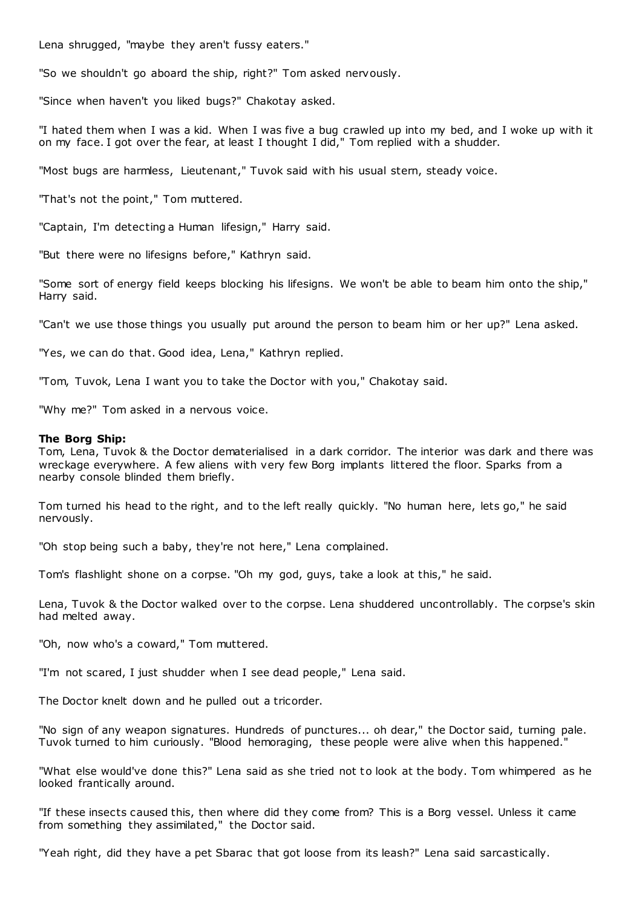Lena shrugged, "maybe they aren't fussy eaters."

"So we shouldn't go aboard the ship, right?" Tom asked nervously.

"Since when haven't you liked bugs?" Chakotay asked.

"I hated them when I was a kid. When I was five a bug crawled up into my bed, and I woke up with it on my face. I got over the fear, at least I thought I did," Tom replied with a shudder.

"Most bugs are harmless, Lieutenant," Tuvok said with his usual stern, steady voice.

"That's not the point," Tom muttered.

"Captain, I'm detecting a Human lifesign," Harry said.

"But there were no lifesigns before," Kathryn said.

"Some sort of energy field keeps blocking his lifesigns. We won't be able to beam him onto the ship," Harry said.

"Can't we use those things you usually put around the person to beam him or her up?" Lena asked.

"Yes, we can do that. Good idea, Lena," Kathryn replied.

"Tom, Tuvok, Lena I want you to take the Doctor with you," Chakotay said.

"Why me?" Tom asked in a nervous voice.

**The Borg Ship:**
Tom, Lena, Tuvok & the Doctor dematerialised in a dark corridor. The interior was dark and there was wreckage everywhere. A few aliens with very few Borg implants littered the floor. Sparks from a nearby console blinded them briefly.

Tom turned his head to the right, and to the left really quickly. "No human here, lets go," he said nervously.

"Oh stop being such a baby, they're not here," Lena complained.

Tom's flashlight shone on a corpse. "Oh my god, guys, take a look at this," he said.

Lena, Tuvok & the Doctor walked over to the corpse. Lena shuddered uncontrollably. The corpse's skin had melted away.

"Oh, now who's a coward," Tom muttered.

"I'm not scared, I just shudder when I see dead people," Lena said.

The Doctor knelt down and he pulled out a tricorder.

"No sign of any weapon signatures. Hundreds of punctures... oh dear," the Doctor said, turning pale. Tuvok turned to him curiously. "Blood hemoraging, these people were alive when this happened."

"What else would've done this?" Lena said as she tried not to look at the body. Tom whimpered as he looked frantically around.

"If these insects caused this, then where did they come from? This is a Borg vessel. Unless it came from something they assimilated," the Doctor said.

"Yeah right, did they have a pet Sbarac that got loose from its leash?" Lena said sarcastically.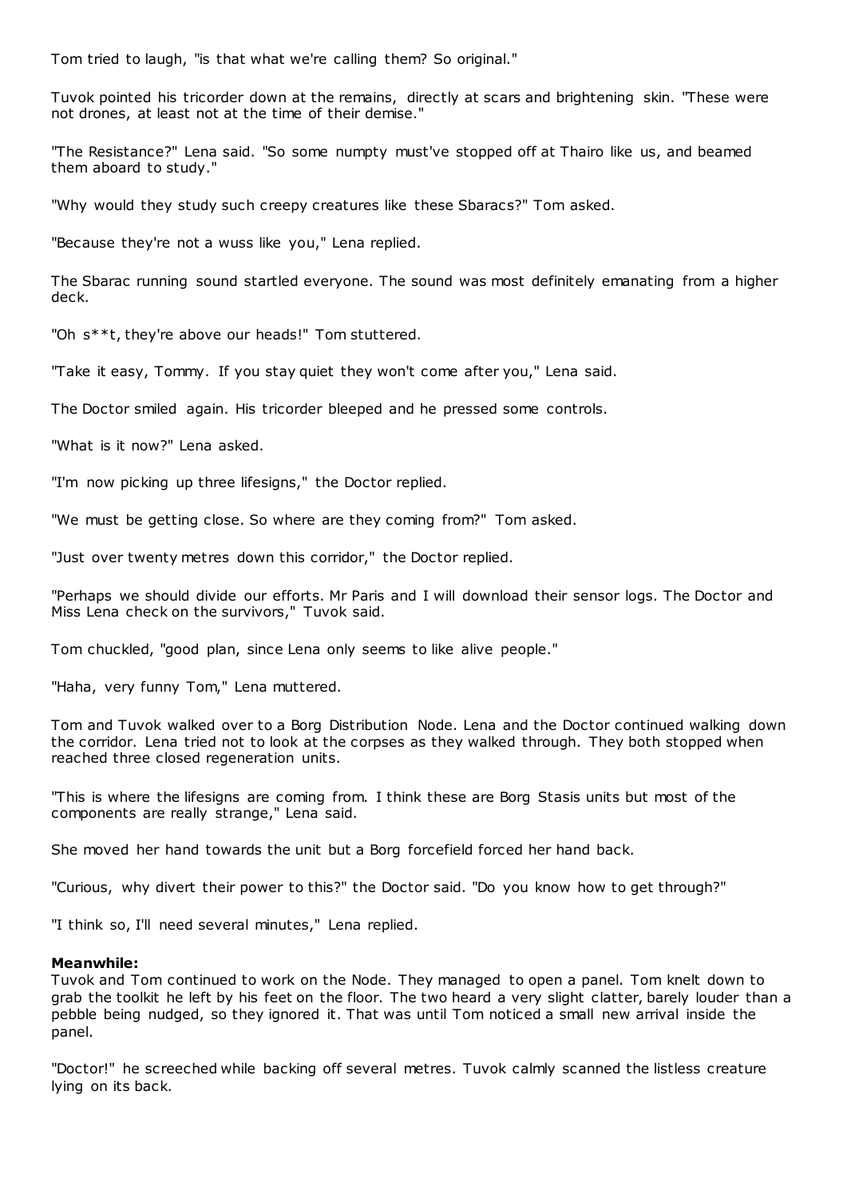Tom tried to laugh, "is that what we're calling them? So original."

Tuvok pointed his tricorder down at the remains, directly at scars and brightening skin. "These were not drones, at least not at the time of their demise."

"The Resistance?" Lena said. "So some numpty must've stopped off at Thairo like us, and beamed them aboard to study."

"Why would they study such creepy creatures like these Sbaracs?" Tom asked.

"Because they're not a wuss like you," Lena replied.

The Sbarac running sound startled everyone. The sound was most definitely emanating from a higher deck.

"Oh s**t, they're above our heads!" Tom stuttered.

"Take it easy, Tommy. If you stay quiet they won't come after you," Lena said.

The Doctor smiled again. His tricorder bleeped and he pressed some controls.

"What is it now?" Lena asked.

"I'm now picking up three lifesigns," the Doctor replied.

"We must be getting close. So where are they coming from?" Tom asked.

"Just over twenty metres down this corridor," the Doctor replied.

"Perhaps we should divide our efforts. Mr Paris and I will download their sensor logs. The Doctor and Miss Lena check on the survivors," Tuvok said.

Tom chuckled, "good plan, since Lena only seems to like alive people."

"Haha, very funny Tom," Lena muttered.

Tom and Tuvok walked over to a Borg Distribution Node. Lena and the Doctor continued walking down the corridor. Lena tried not to look at the corpses as they walked through. They both stopped when reached three closed regeneration units.

"This is where the lifesigns are coming from. I think these are Borg Stasis units but most of the components are really strange," Lena said.

She moved her hand towards the unit but a Borg forcefield forced her hand back.

"Curious, why divert their power to this?" the Doctor said. "Do you know how to get through?"

"I think so, I'll need several minutes," Lena replied.

**Meanwhile:**
Tuvok and Tom continued to work on the Node. They managed to open a panel. Tom knelt down to grab the toolkit he left by his feet on the floor. The two heard a very slight clatter, barely louder than a pebble being nudged, so they ignored it. That was until Tom noticed a small new arrival inside the panel.

"Doctor!" he screeched while backing off several metres. Tuvok calmly scanned the listless creature lying on its back.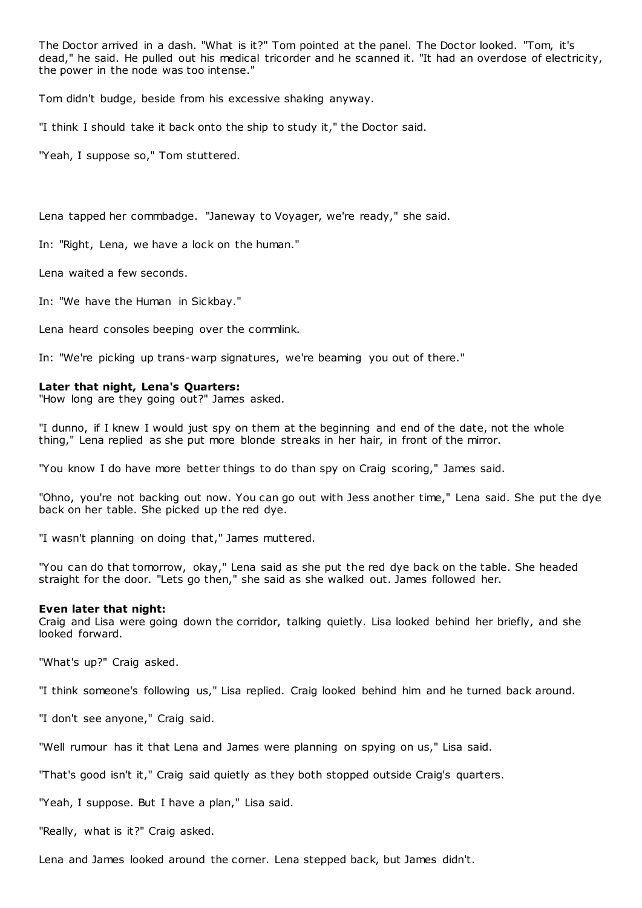The Doctor arrived in a dash. "What is it?" Tom pointed at the panel. The Doctor looked. "Tom, it's dead," he said. He pulled out his medical tricorder and he scanned it. "It had an overdose of electricity, the power in the node was too intense."

Tom didn't budge, beside from his excessive shaking anyway.

"I think I should take it back onto the ship to study it," the Doctor said.

"Yeah, I suppose so," Tom stuttered.

Lena tapped her commbadge. "Janeway to Voyager, we're ready," she said.

In: "Right, Lena, we have a lock on the human."

Lena waited a few seconds.

In: "We have the Human in Sickbay."

Lena heard consoles beeping over the commlink.

In: "We're picking up trans-warp signatures, we're beaming you out of there."

**Later that night, Lena's Quarters:**
"How long are they going out?" James asked.

"I dunno, if I knew I would just spy on them at the beginning and end of the date, not the whole thing," Lena replied as she put more blonde streaks in her hair, in front of the mirror.

"You know I do have more better things to do than spy on Craig scoring," James said.

"Ohno, you're not backing out now. You can go out with Jess another time," Lena said. She put the dye back on her table. She picked up the red dye.

"I wasn't planning on doing that," James muttered.

"You can do that tomorrow, okay," Lena said as she put the red dye back on the table. She headed straight for the door. "Lets go then," she said as she walked out. James followed her.

**Even later that night:**
Craig and Lisa were going down the corridor, talking quietly. Lisa looked behind her briefly, and she looked forward.

"What's up?" Craig asked.

"I think someone's following us," Lisa replied. Craig looked behind him and he turned back around.

"I don't see anyone," Craig said.

"Well rumour has it that Lena and James were planning on spying on us," Lisa said.

"That's good isn't it," Craig said quietly as they both stopped outside Craig's quarters.

"Yeah, I suppose. But I have a plan," Lisa said.

"Really, what is it?" Craig asked.

Lena and James looked around the corner. Lena stepped back, but James didn't.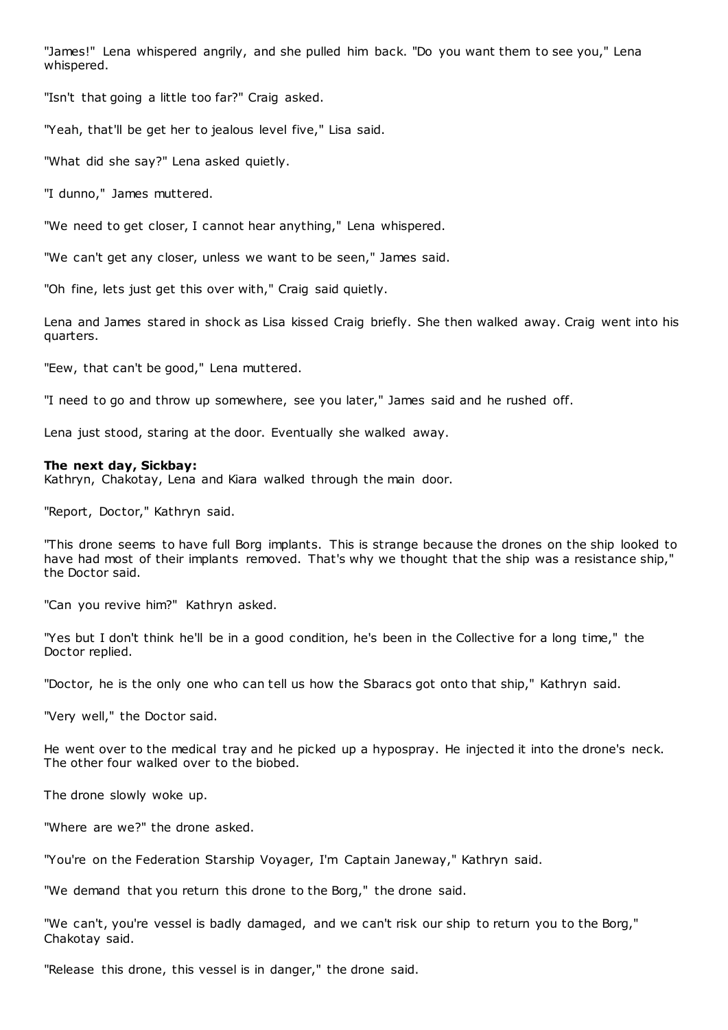"James!" Lena whispered angrily, and she pulled him back. "Do you want them to see you," Lena whispered.

"Isn't that going a little too far?" Craig asked.

"Yeah, that'll be get her to jealous level five," Lisa said.

"What did she say?" Lena asked quietly.

"I dunno," James muttered.

"We need to get closer, I cannot hear anything," Lena whispered.

"We can't get any closer, unless we want to be seen," James said.

"Oh fine, lets just get this over with," Craig said quietly.

Lena and James stared in shock as Lisa kissed Craig briefly. She then walked away. Craig went into his quarters.

"Eew, that can't be good," Lena muttered.

"I need to go and throw up somewhere, see you later," James said and he rushed off.

Lena just stood, staring at the door. Eventually she walked away.

**The next day, Sickbay:**
Kathryn, Chakotay, Lena and Kiara walked through the main door.

"Report, Doctor," Kathryn said.

"This drone seems to have full Borg implants. This is strange because the drones on the ship looked to have had most of their implants removed. That's why we thought that the ship was a resistance ship," the Doctor said.

"Can you revive him?" Kathryn asked.

"Yes but I don't think he'll be in a good condition, he's been in the Collective for a long time," the Doctor replied.

"Doctor, he is the only one who can tell us how the Sbaracs got onto that ship," Kathryn said.

"Very well," the Doctor said.

He went over to the medical tray and he picked up a hypospray. He injected it into the drone's neck. The other four walked over to the biobed.

The drone slowly woke up.

"Where are we?" the drone asked.

"You're on the Federation Starship Voyager, I'm Captain Janeway," Kathryn said.

"We demand that you return this drone to the Borg," the drone said.

"We can't, you're vessel is badly damaged, and we can't risk our ship to return you to the Borg," Chakotay said.

"Release this drone, this vessel is in danger," the drone said.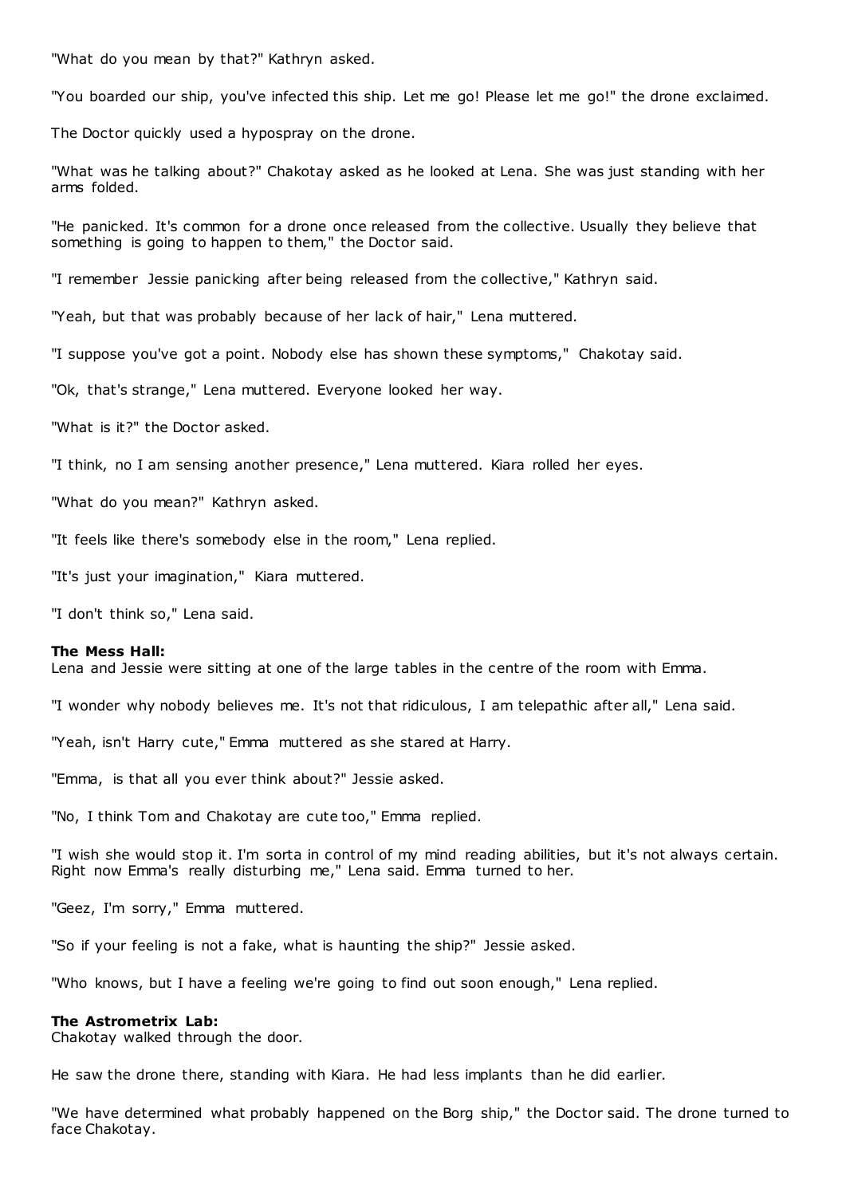"What do you mean by that?" Kathryn asked.

"You boarded our ship, you've infected this ship. Let me go! Please let me go!" the drone exclaimed.

The Doctor quickly used a hypospray on the drone.

"What was he talking about?" Chakotay asked as he looked at Lena. She was just standing with her arms folded.

"He panicked. It's common for a drone once released from the collective. Usually they believe that something is going to happen to them," the Doctor said.

"I remember Jessie panicking after being released from the collective," Kathryn said.

"Yeah, but that was probably because of her lack of hair," Lena muttered.

"I suppose you've got a point. Nobody else has shown these symptoms," Chakotay said.

"Ok, that's strange," Lena muttered. Everyone looked her way.

"What is it?" the Doctor asked.

"I think, no I am sensing another presence," Lena muttered. Kiara rolled her eyes.

"What do you mean?" Kathryn asked.

"It feels like there's somebody else in the room," Lena replied.

"It's just your imagination," Kiara muttered.

"I don't think so," Lena said.

**The Mess Hall:**
Lena and Jessie were sitting at one of the large tables in the centre of the room with Emma.

"I wonder why nobody believes me. It's not that ridiculous, I am telepathic after all," Lena said.

"Yeah, isn't Harry cute," Emma muttered as she stared at Harry.

"Emma, is that all you ever think about?" Jessie asked.

"No, I think Tom and Chakotay are cute too," Emma replied.

"I wish she would stop it. I'm sorta in control of my mind reading abilities, but it's not always certain. Right now Emma's really disturbing me," Lena said. Emma turned to her.

"Geez, I'm sorry," Emma muttered.

"So if your feeling is not a fake, what is haunting the ship?" Jessie asked.

"Who knows, but I have a feeling we're going to find out soon enough," Lena replied.

**The Astrometrix Lab:**
Chakotay walked through the door.

He saw the drone there, standing with Kiara. He had less implants than he did earlier.

"We have determined what probably happened on the Borg ship," the Doctor said. The drone turned to face Chakotay.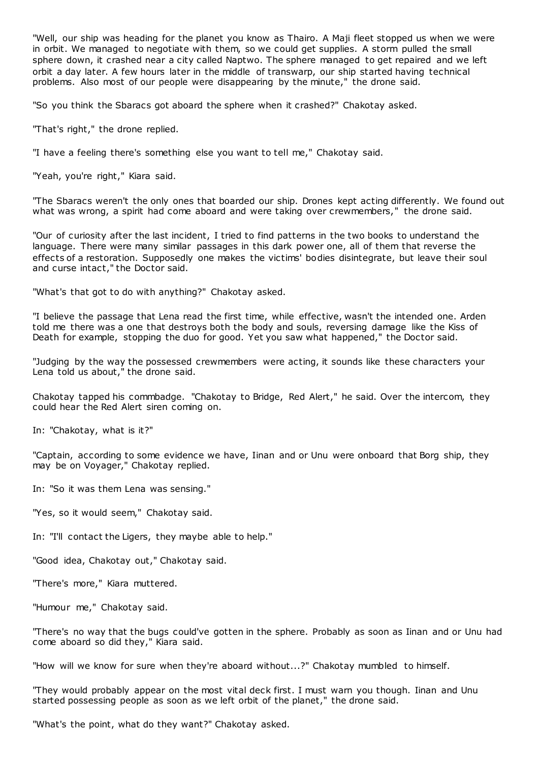"Well, our ship was heading for the planet you know as Thairo. A Maji fleet stopped us when we were in orbit. We managed to negotiate with them, so we could get supplies. A storm pulled the small sphere down, it crashed near a city called Naptwo. The sphere managed to get repaired and we left orbit a day later. A few hours later in the middle of transwarp, our ship started having technical problems. Also most of our people were disappearing by the minute," the drone said.

"So you think the Sbaracs got aboard the sphere when it crashed?" Chakotay asked.

"That's right," the drone replied.

"I have a feeling there's something else you want to tell me," Chakotay said.

"Yeah, you're right," Kiara said.

"The Sbaracs weren't the only ones that boarded our ship. Drones kept acting differently. We found out what was wrong, a spirit had come aboard and were taking over crewmembers," the drone said.

"Our of curiosity after the last incident, I tried to find patterns in the two books to understand the language. There were many similar passages in this dark power one, all of them that reverse the effects of a restoration. Supposedly one makes the victims' bodies disintegrate, but leave their soul and curse intact," the Doctor said.

"What's that got to do with anything?" Chakotay asked.

"I believe the passage that Lena read the first time, while effective, wasn't the intended one. Arden told me there was a one that destroys both the body and souls, reversing damage like the Kiss of Death for example, stopping the duo for good. Yet you saw what happened," the Doctor said.

"Judging by the way the possessed crewmembers were acting, it sounds like these characters your Lena told us about," the drone said.

Chakotay tapped his commbadge. "Chakotay to Bridge, Red Alert," he said. Over the intercom, they could hear the Red Alert siren coming on.

In: "Chakotay, what is it?"

"Captain, according to some evidence we have, Iinan and or Unu were onboard that Borg ship, they may be on Voyager," Chakotay replied.

In: "So it was them Lena was sensing."

"Yes, so it would seem," Chakotay said.

In: "I'll contact the Ligers, they maybe able to help."

"Good idea, Chakotay out," Chakotay said.

"There's more," Kiara muttered.

"Humour me," Chakotay said.

"There's no way that the bugs could've gotten in the sphere. Probably as soon as Iinan and or Unu had come aboard so did they," Kiara said.

"How will we know for sure when they're aboard without...?" Chakotay mumbled to himself.

"They would probably appear on the most vital deck first. I must warn you though. Iinan and Unu started possessing people as soon as we left orbit of the planet," the drone said.

"What's the point, what do they want?" Chakotay asked.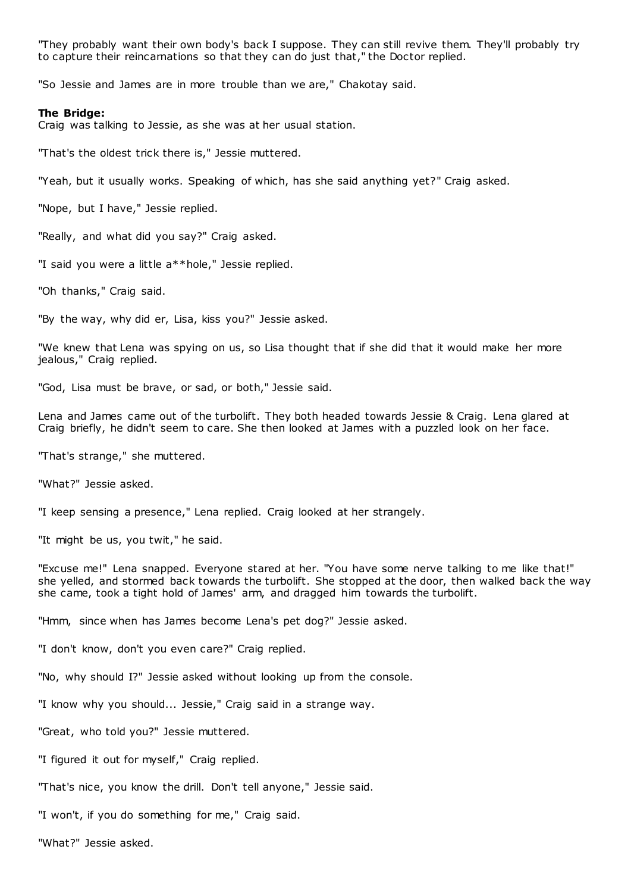"They probably want their own body's back I suppose. They can still revive them. They'll probably try to capture their reincarnations so that they can do just that," the Doctor replied.

"So Jessie and James are in more trouble than we are," Chakotay said.

**The Bridge:**
Craig was talking to Jessie, as she was at her usual station.

"That's the oldest trick there is," Jessie muttered.

"Yeah, but it usually works. Speaking of which, has she said anything yet?" Craig asked.

"Nope, but I have," Jessie replied.

"Really, and what did you say?" Craig asked.

"I said you were a little a**hole," Jessie replied.

"Oh thanks," Craig said.

"By the way, why did er, Lisa, kiss you?" Jessie asked.

"We knew that Lena was spying on us, so Lisa thought that if she did that it would make her more jealous," Craig replied.

"God, Lisa must be brave, or sad, or both," Jessie said.

Lena and James came out of the turbolift. They both headed towards Jessie & Craig. Lena glared at Craig briefly, he didn't seem to care. She then looked at James with a puzzled look on her face.

"That's strange," she muttered.

"What?" Jessie asked.

"I keep sensing a presence," Lena replied. Craig looked at her strangely.

"It might be us, you twit," he said.

"Excuse me!" Lena snapped. Everyone stared at her. "You have some nerve talking to me like that!" she yelled, and stormed back towards the turbolift. She stopped at the door, then walked back the way she came, took a tight hold of James' arm, and dragged him towards the turbolift.

"Hmm, since when has James become Lena's pet dog?" Jessie asked.

"I don't know, don't you even care?" Craig replied.

"No, why should I?" Jessie asked without looking up from the console.

"I know why you should... Jessie," Craig said in a strange way.

"Great, who told you?" Jessie muttered.

"I figured it out for myself," Craig replied.

"That's nice, you know the drill. Don't tell anyone," Jessie said.

"I won't, if you do something for me," Craig said.

"What?" Jessie asked.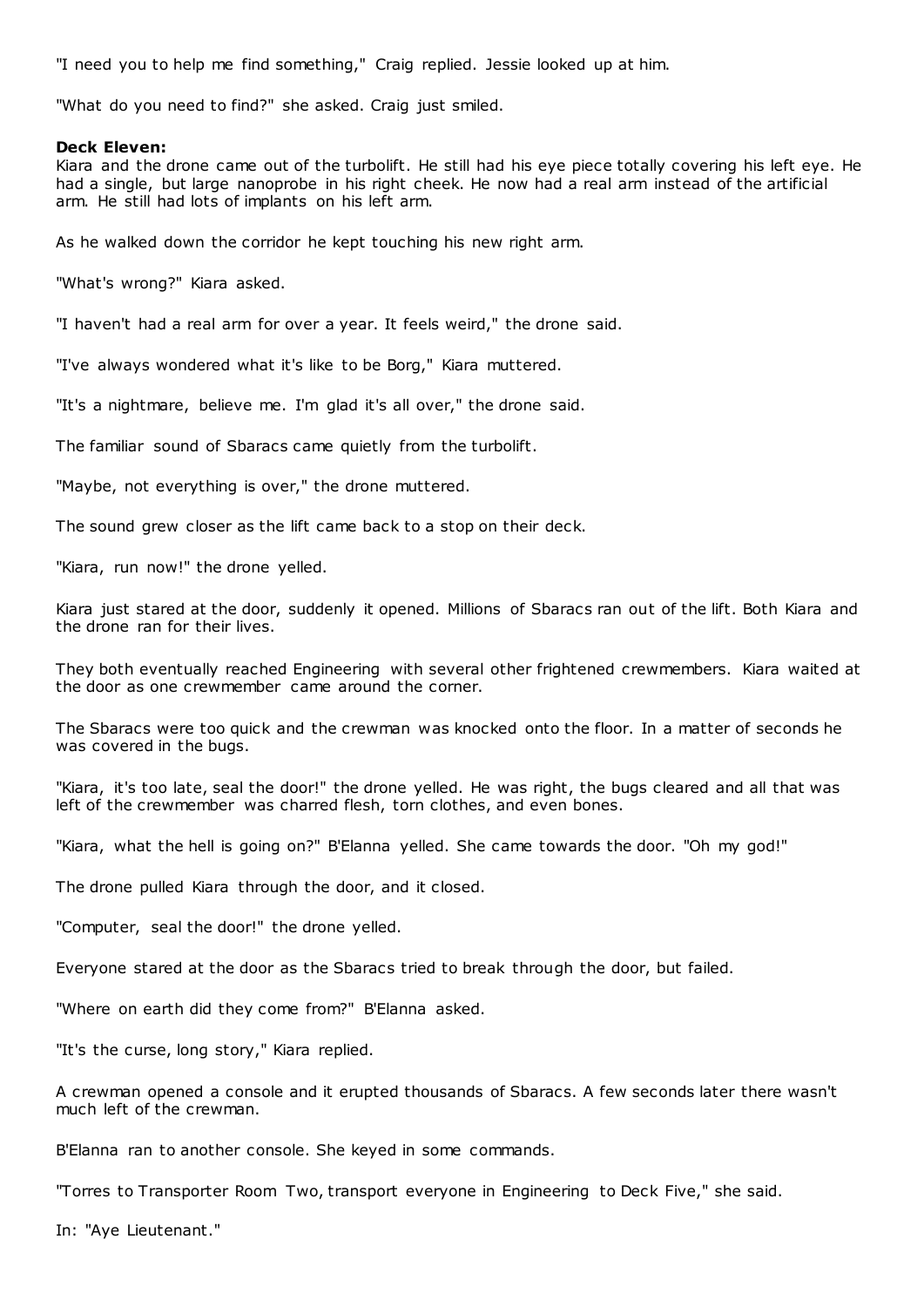"I need you to help me find something," Craig replied. Jessie looked up at him.

"What do you need to find?" she asked. Craig just smiled.

**Deck Eleven:**
Kiara and the drone came out of the turbolift. He still had his eye piece totally covering his left eye. He had a single, but large nanoprobe in his right cheek. He now had a real arm instead of the artificial arm. He still had lots of implants on his left arm.

As he walked down the corridor he kept touching his new right arm.

"What's wrong?" Kiara asked.

"I haven't had a real arm for over a year. It feels weird," the drone said.

"I've always wondered what it's like to be Borg," Kiara muttered.

"It's a nightmare, believe me. I'm glad it's all over," the drone said.

The familiar sound of Sbaracs came quietly from the turbolift.

"Maybe, not everything is over," the drone muttered.

The sound grew closer as the lift came back to a stop on their deck.

"Kiara, run now!" the drone yelled.

Kiara just stared at the door, suddenly it opened. Millions of Sbaracs ran out of the lift. Both Kiara and the drone ran for their lives.

They both eventually reached Engineering with several other frightened crewmembers. Kiara waited at the door as one crewmember came around the corner.

The Sbaracs were too quick and the crewman was knocked onto the floor. In a matter of seconds he was covered in the bugs.

"Kiara, it's too late, seal the door!" the drone yelled. He was right, the bugs cleared and all that was left of the crewmember was charred flesh, torn clothes, and even bones.

"Kiara, what the hell is going on?" B'Elanna yelled. She came towards the door. "Oh my god!"

The drone pulled Kiara through the door, and it closed.

"Computer, seal the door!" the drone yelled.

Everyone stared at the door as the Sbaracs tried to break through the door, but failed.

"Where on earth did they come from?" B'Elanna asked.

"It's the curse, long story," Kiara replied.

A crewman opened a console and it erupted thousands of Sbaracs. A few seconds later there wasn't much left of the crewman.

B'Elanna ran to another console. She keyed in some commands.

"Torres to Transporter Room Two, transport everyone in Engineering to Deck Five," she said.

In: "Aye Lieutenant."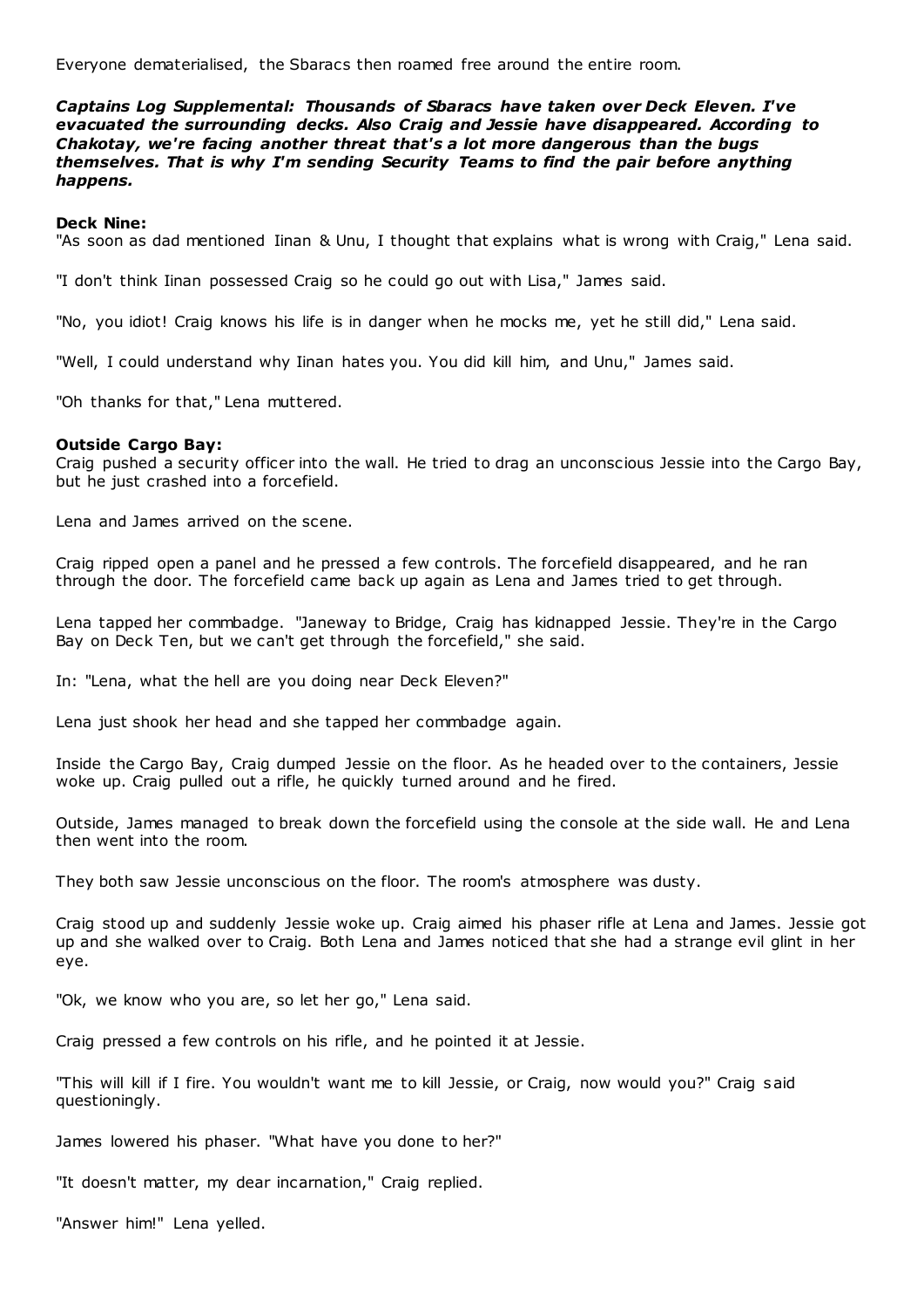Everyone dematerialised, the Sbaracs then roamed free around the entire room.

***Captains Log Supplemental: Thousands of Sbaracs have taken over Deck Eleven. I've evacuated the surrounding decks. Also Craig and Jessie have disappeared. According to Chakotay, we're facing another threat that's a lot more dangerous than the bugs themselves. That is why I'm sending Security Teams to find the pair before anything happens.***

**Deck Nine:**

"As soon as dad mentioned Iinan & Unu, I thought that explains what is wrong with Craig," Lena said.

"I don't think Iinan possessed Craig so he could go out with Lisa," James said.

"No, you idiot! Craig knows his life is in danger when he mocks me, yet he still did," Lena said.

"Well, I could understand why Iinan hates you. You did kill him, and Unu," James said.

"Oh thanks for that," Lena muttered.

**Outside Cargo Bay:**

Craig pushed a security officer into the wall. He tried to drag an unconscious Jessie into the Cargo Bay, but he just crashed into a forcefield.

Lena and James arrived on the scene.

Craig ripped open a panel and he pressed a few controls. The forcefield disappeared, and he ran through the door. The forcefield came back up again as Lena and James tried to get through.

Lena tapped her commbadge. "Janeway to Bridge, Craig has kidnapped Jessie. They're in the Cargo Bay on Deck Ten, but we can't get through the forcefield," she said.

In: "Lena, what the hell are you doing near Deck Eleven?"

Lena just shook her head and she tapped her commbadge again.

Inside the Cargo Bay, Craig dumped Jessie on the floor. As he headed over to the containers, Jessie woke up. Craig pulled out a rifle, he quickly turned around and he fired.

Outside, James managed to break down the forcefield using the console at the side wall. He and Lena then went into the room.

They both saw Jessie unconscious on the floor. The room's atmosphere was dusty.

Craig stood up and suddenly Jessie woke up. Craig aimed his phaser rifle at Lena and James. Jessie got up and she walked over to Craig. Both Lena and James noticed that she had a strange evil glint in her eye.

"Ok, we know who you are, so let her go," Lena said.

Craig pressed a few controls on his rifle, and he pointed it at Jessie.

"This will kill if I fire. You wouldn't want me to kill Jessie, or Craig, now would you?" Craig said questioningly.

James lowered his phaser. "What have you done to her?"

"It doesn't matter, my dear incarnation," Craig replied.

"Answer him!" Lena yelled.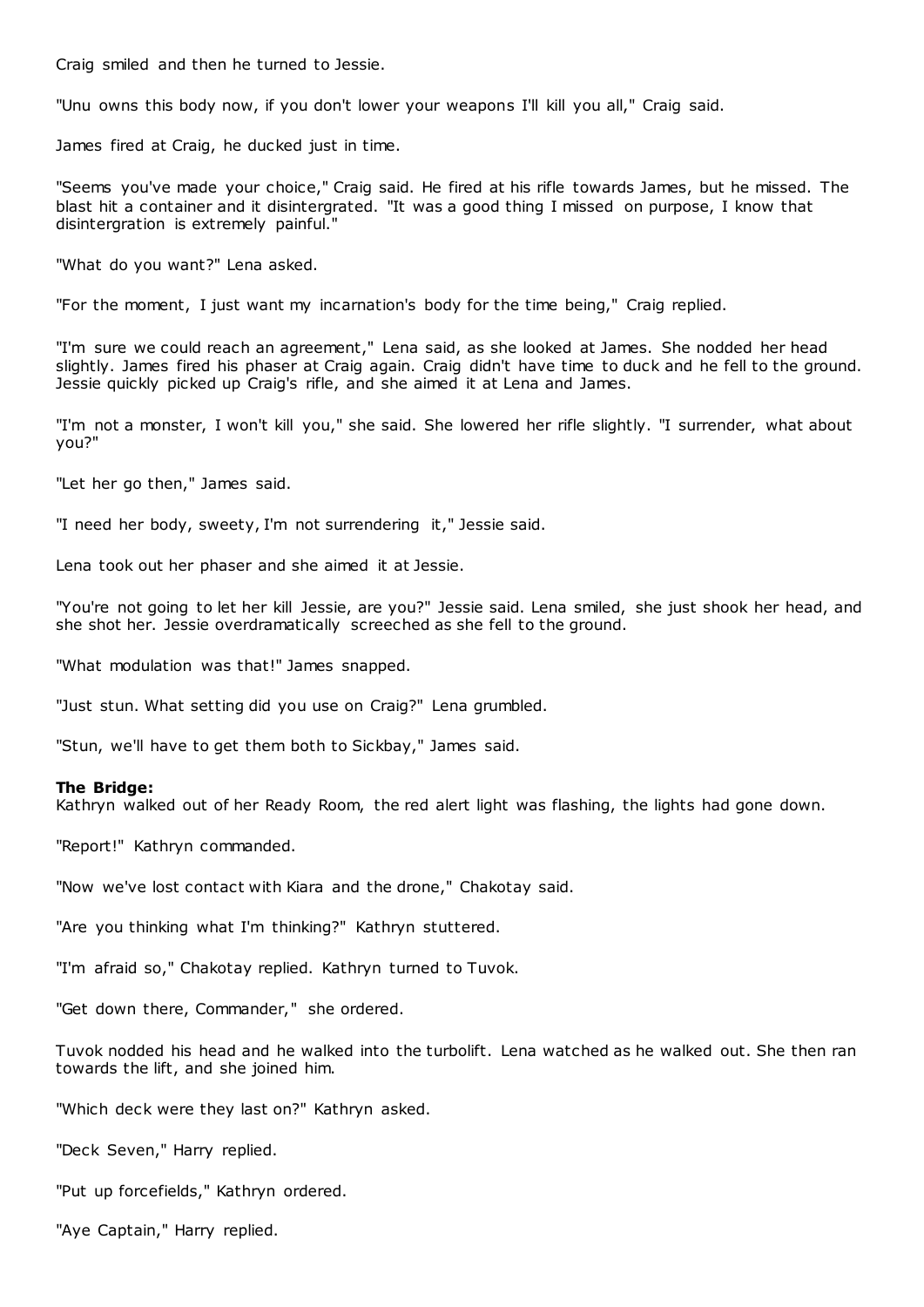Craig smiled and then he turned to Jessie.

"Unu owns this body now, if you don't lower your weapons I'll kill you all," Craig said.

James fired at Craig, he ducked just in time.

"Seems you've made your choice," Craig said. He fired at his rifle towards James, but he missed. The blast hit a container and it disintergrated. "It was a good thing I missed on purpose, I know that disintergration is extremely painful."

"What do you want?" Lena asked.

"For the moment, I just want my incarnation's body for the time being," Craig replied.

"I'm sure we could reach an agreement," Lena said, as she looked at James. She nodded her head slightly. James fired his phaser at Craig again. Craig didn't have time to duck and he fell to the ground. Jessie quickly picked up Craig's rifle, and she aimed it at Lena and James.

"I'm not a monster, I won't kill you," she said. She lowered her rifle slightly. "I surrender, what about you?"

"Let her go then," James said.

"I need her body, sweety, I'm not surrendering it," Jessie said.

Lena took out her phaser and she aimed it at Jessie.

"You're not going to let her kill Jessie, are you?" Jessie said. Lena smiled, she just shook her head, and she shot her. Jessie overdramatically screeched as she fell to the ground.

"What modulation was that!" James snapped.

"Just stun. What setting did you use on Craig?" Lena grumbled.

"Stun, we'll have to get them both to Sickbay," James said.

**The Bridge:**
Kathryn walked out of her Ready Room, the red alert light was flashing, the lights had gone down.

"Report!" Kathryn commanded.

"Now we've lost contact with Kiara and the drone," Chakotay said.

"Are you thinking what I'm thinking?" Kathryn stuttered.

"I'm afraid so," Chakotay replied. Kathryn turned to Tuvok.

"Get down there, Commander," she ordered.

Tuvok nodded his head and he walked into the turbolift. Lena watched as he walked out. She then ran towards the lift, and she joined him.

"Which deck were they last on?" Kathryn asked.

"Deck Seven," Harry replied.

"Put up forcefields," Kathryn ordered.

"Aye Captain," Harry replied.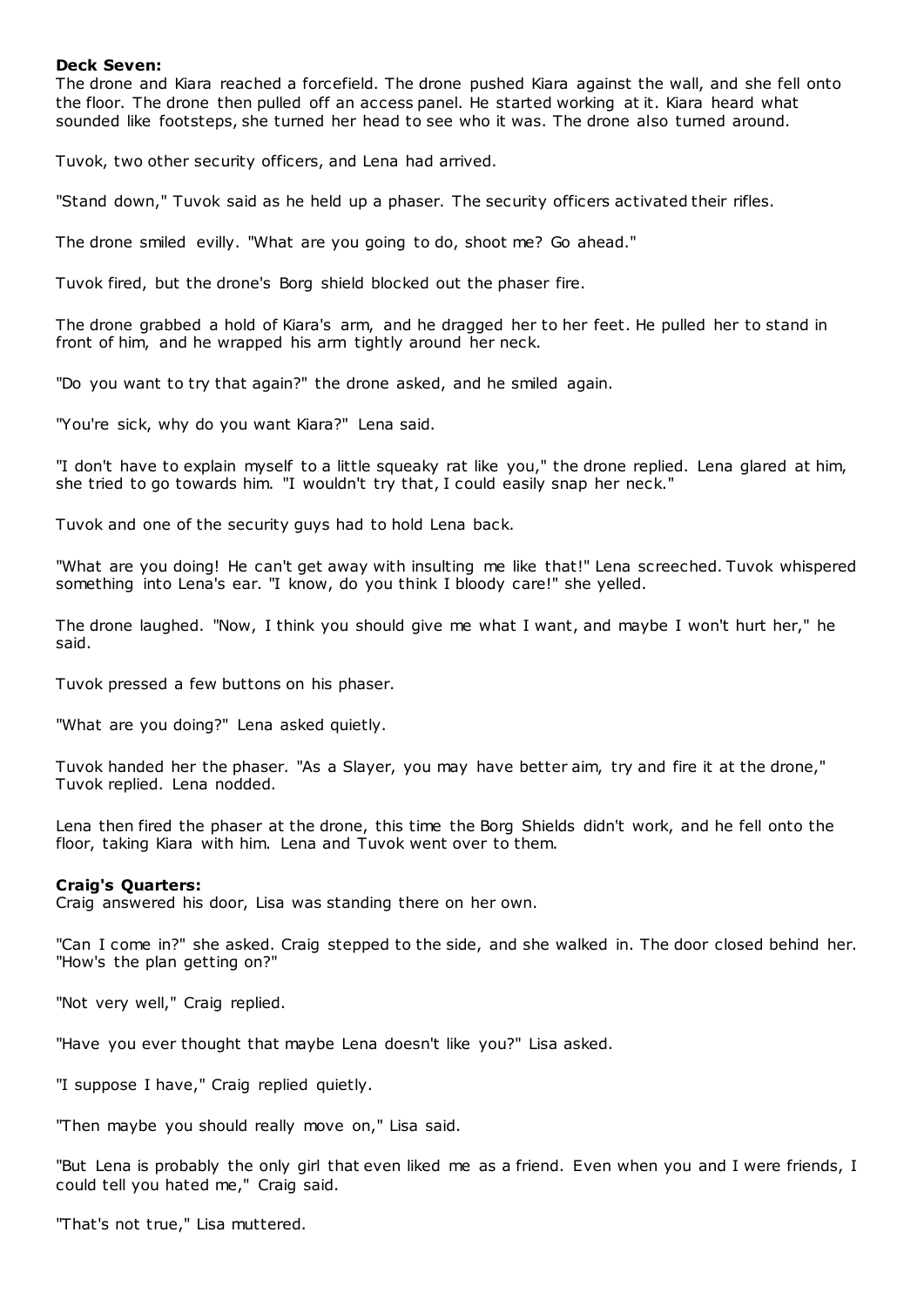**Deck Seven:**

The drone and Kiara reached a forcefield. The drone pushed Kiara against the wall, and she fell onto the floor. The drone then pulled off an access panel. He started working at it. Kiara heard what sounded like footsteps, she turned her head to see who it was. The drone also turned around.

Tuvok, two other security officers, and Lena had arrived.

"Stand down," Tuvok said as he held up a phaser. The security officers activated their rifles.

The drone smiled evilly. "What are you going to do, shoot me? Go ahead."

Tuvok fired, but the drone's Borg shield blocked out the phaser fire.

The drone grabbed a hold of Kiara's arm, and he dragged her to her feet. He pulled her to stand in front of him, and he wrapped his arm tightly around her neck.

"Do you want to try that again?" the drone asked, and he smiled again.

"You're sick, why do you want Kiara?" Lena said.

"I don't have to explain myself to a little squeaky rat like you," the drone replied. Lena glared at him, she tried to go towards him. "I wouldn't try that, I could easily snap her neck."

Tuvok and one of the security guys had to hold Lena back.

"What are you doing! He can't get away with insulting me like that!" Lena screeched. Tuvok whispered something into Lena's ear. "I know, do you think I bloody care!" she yelled.

The drone laughed. "Now, I think you should give me what I want, and maybe I won't hurt her," he said.

Tuvok pressed a few buttons on his phaser.

"What are you doing?" Lena asked quietly.

Tuvok handed her the phaser. "As a Slayer, you may have better aim, try and fire it at the drone," Tuvok replied. Lena nodded.

Lena then fired the phaser at the drone, this time the Borg Shields didn't work, and he fell onto the floor, taking Kiara with him. Lena and Tuvok went over to them.

**Craig's Quarters:**

Craig answered his door, Lisa was standing there on her own.

"Can I come in?" she asked. Craig stepped to the side, and she walked in. The door closed behind her. "How's the plan getting on?"

"Not very well," Craig replied.

"Have you ever thought that maybe Lena doesn't like you?" Lisa asked.

"I suppose I have," Craig replied quietly.

"Then maybe you should really move on," Lisa said.

"But Lena is probably the only girl that even liked me as a friend. Even when you and I were friends, I could tell you hated me," Craig said.

"That's not true," Lisa muttered.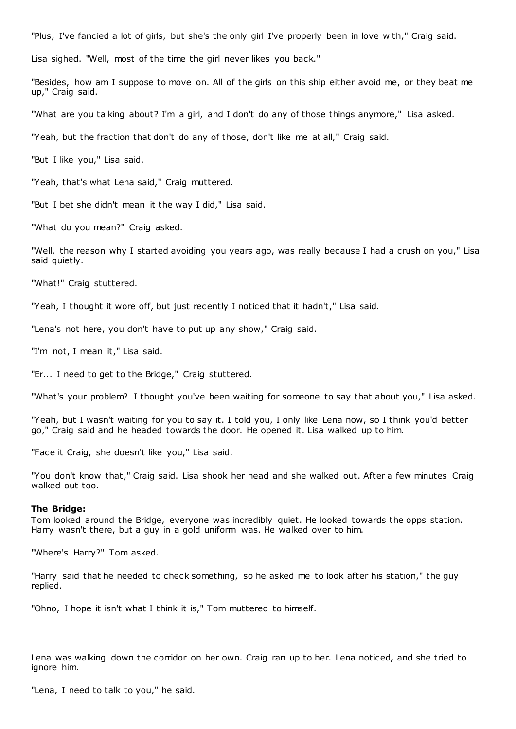"Plus, I've fancied a lot of girls, but she's the only girl I've properly been in love with," Craig said.

Lisa sighed. "Well, most of the time the girl never likes you back."

"Besides, how am I suppose to move on. All of the girls on this ship either avoid me, or they beat me up," Craig said.

"What are you talking about? I'm a girl, and I don't do any of those things anymore," Lisa asked.

"Yeah, but the fraction that don't do any of those, don't like me at all," Craig said.

"But I like you," Lisa said.

"Yeah, that's what Lena said," Craig muttered.

"But I bet she didn't mean it the way I did," Lisa said.

"What do you mean?" Craig asked.

"Well, the reason why I started avoiding you years ago, was really because I had a crush on you," Lisa said quietly.

"What!" Craig stuttered.

"Yeah, I thought it wore off, but just recently I noticed that it hadn't," Lisa said.

"Lena's not here, you don't have to put up any show," Craig said.

"I'm not, I mean it," Lisa said.

"Er... I need to get to the Bridge," Craig stuttered.

"What's your problem? I thought you've been waiting for someone to say that about you," Lisa asked.

"Yeah, but I wasn't waiting for you to say it. I told you, I only like Lena now, so I think you'd better go," Craig said and he headed towards the door. He opened it. Lisa walked up to him.

"Face it Craig, she doesn't like you," Lisa said.

"You don't know that," Craig said. Lisa shook her head and she walked out. After a few minutes Craig walked out too.

**The Bridge:**
Tom looked around the Bridge, everyone was incredibly quiet. He looked towards the opps station. Harry wasn't there, but a guy in a gold uniform was. He walked over to him.

"Where's Harry?" Tom asked.

"Harry said that he needed to check something, so he asked me to look after his station," the guy replied.

"Ohno, I hope it isn't what I think it is," Tom muttered to himself.

Lena was walking down the corridor on her own. Craig ran up to her. Lena noticed, and she tried to ignore him.

"Lena, I need to talk to you," he said.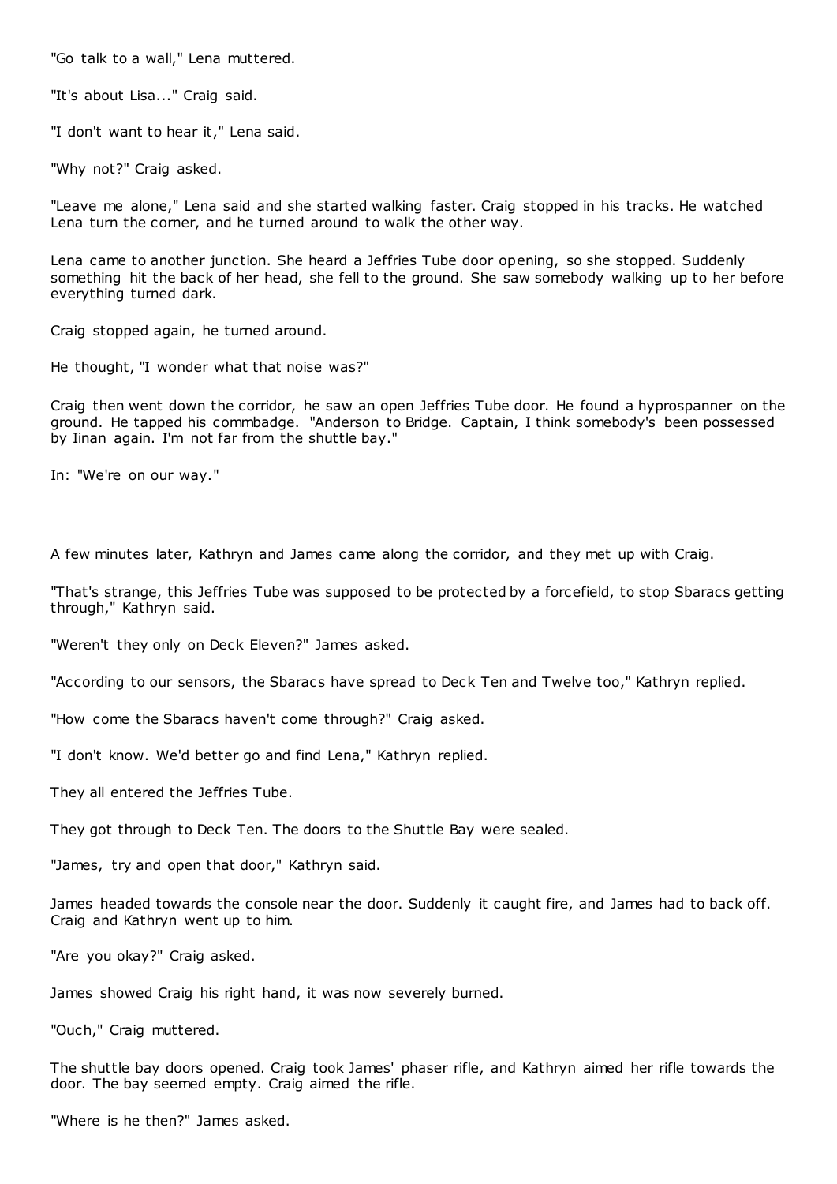"Go talk to a wall," Lena muttered.

"It's about Lisa..." Craig said.

"I don't want to hear it," Lena said.

"Why not?" Craig asked.

"Leave me alone," Lena said and she started walking faster. Craig stopped in his tracks. He watched Lena turn the corner, and he turned around to walk the other way.

Lena came to another junction. She heard a Jeffries Tube door opening, so she stopped. Suddenly something hit the back of her head, she fell to the ground. She saw somebody walking up to her before everything turned dark.

Craig stopped again, he turned around.

He thought, "I wonder what that noise was?"

Craig then went down the corridor, he saw an open Jeffries Tube door. He found a hyprospanner on the ground. He tapped his commbadge. "Anderson to Bridge. Captain, I think somebody's been possessed by Iinan again. I'm not far from the shuttle bay."

In: "We're on our way."

A few minutes later, Kathryn and James came along the corridor, and they met up with Craig.

"That's strange, this Jeffries Tube was supposed to be protected by a forcefield, to stop Sbaracs getting through," Kathryn said.

"Weren't they only on Deck Eleven?" James asked.

"According to our sensors, the Sbaracs have spread to Deck Ten and Twelve too," Kathryn replied.

"How come the Sbaracs haven't come through?" Craig asked.

"I don't know. We'd better go and find Lena," Kathryn replied.

They all entered the Jeffries Tube.

They got through to Deck Ten. The doors to the Shuttle Bay were sealed.

"James, try and open that door," Kathryn said.

James headed towards the console near the door. Suddenly it caught fire, and James had to back off. Craig and Kathryn went up to him.

"Are you okay?" Craig asked.

James showed Craig his right hand, it was now severely burned.

"Ouch," Craig muttered.

The shuttle bay doors opened. Craig took James' phaser rifle, and Kathryn aimed her rifle towards the door. The bay seemed empty. Craig aimed the rifle.

"Where is he then?" James asked.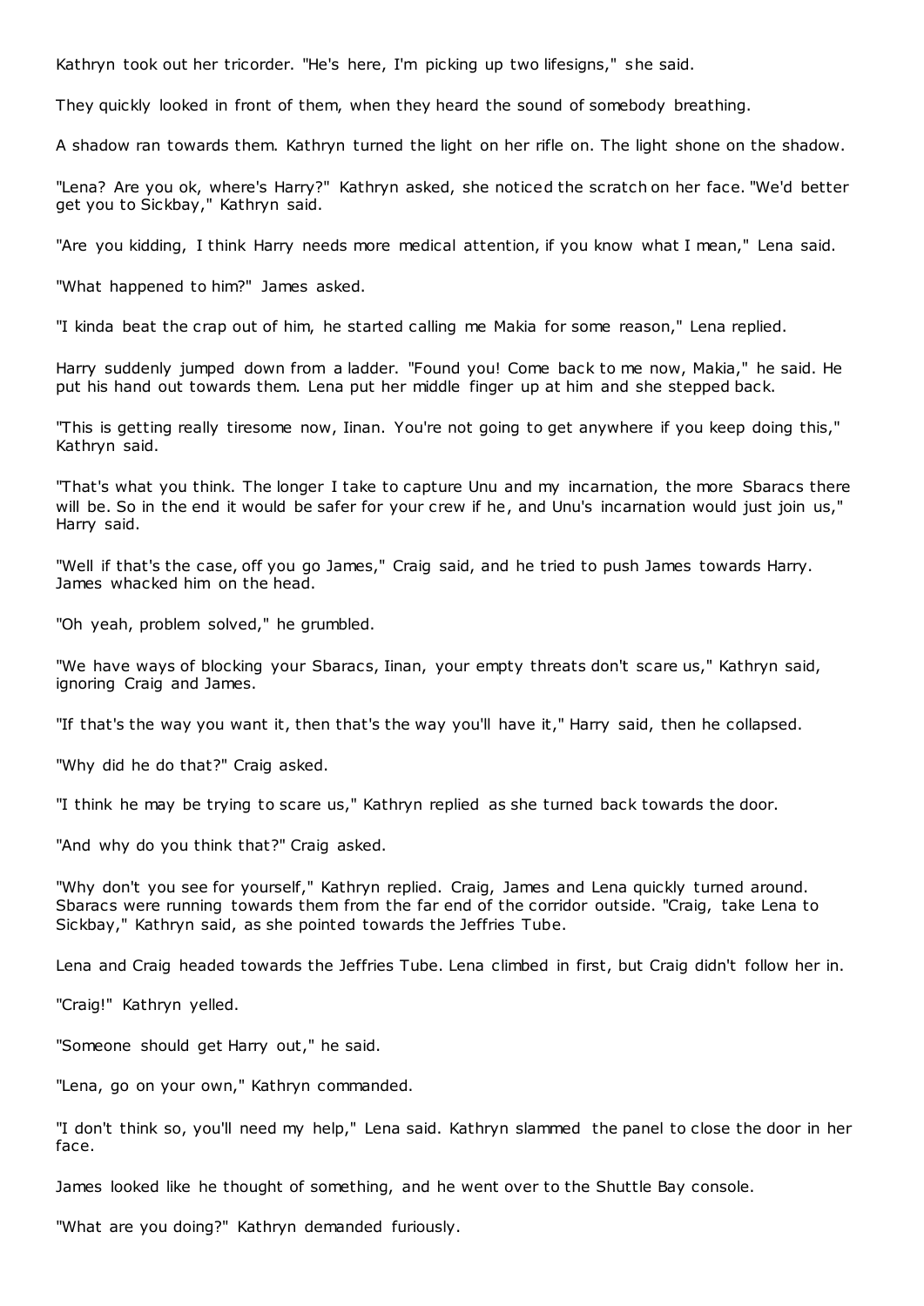Kathryn took out her tricorder. "He's here, I'm picking up two lifesigns," she said.

They quickly looked in front of them, when they heard the sound of somebody breathing.

A shadow ran towards them. Kathryn turned the light on her rifle on. The light shone on the shadow.

"Lena? Are you ok, where's Harry?" Kathryn asked, she noticed the scratch on her face. "We'd better get you to Sickbay," Kathryn said.

"Are you kidding, I think Harry needs more medical attention, if you know what I mean," Lena said.

"What happened to him?" James asked.

"I kinda beat the crap out of him, he started calling me Makia for some reason," Lena replied.

Harry suddenly jumped down from a ladder. "Found you! Come back to me now, Makia," he said. He put his hand out towards them. Lena put her middle finger up at him and she stepped back.

"This is getting really tiresome now, Iinan. You're not going to get anywhere if you keep doing this," Kathryn said.

"That's what you think. The longer I take to capture Unu and my incarnation, the more Sbaracs there will be. So in the end it would be safer for your crew if he, and Unu's incarnation would just join us," Harry said.

"Well if that's the case, off you go James," Craig said, and he tried to push James towards Harry. James whacked him on the head.

"Oh yeah, problem solved," he grumbled.

"We have ways of blocking your Sbaracs, Iinan, your empty threats don't scare us," Kathryn said, ignoring Craig and James.

"If that's the way you want it, then that's the way you'll have it," Harry said, then he collapsed.

"Why did he do that?" Craig asked.

"I think he may be trying to scare us," Kathryn replied as she turned back towards the door.

"And why do you think that?" Craig asked.

"Why don't you see for yourself," Kathryn replied. Craig, James and Lena quickly turned around. Sbaracs were running towards them from the far end of the corridor outside. "Craig, take Lena to Sickbay," Kathryn said, as she pointed towards the Jeffries Tube.

Lena and Craig headed towards the Jeffries Tube. Lena climbed in first, but Craig didn't follow her in.

"Craig!" Kathryn yelled.

"Someone should get Harry out," he said.

"Lena, go on your own," Kathryn commanded.

"I don't think so, you'll need my help," Lena said. Kathryn slammed the panel to close the door in her face.

James looked like he thought of something, and he went over to the Shuttle Bay console.

"What are you doing?" Kathryn demanded furiously.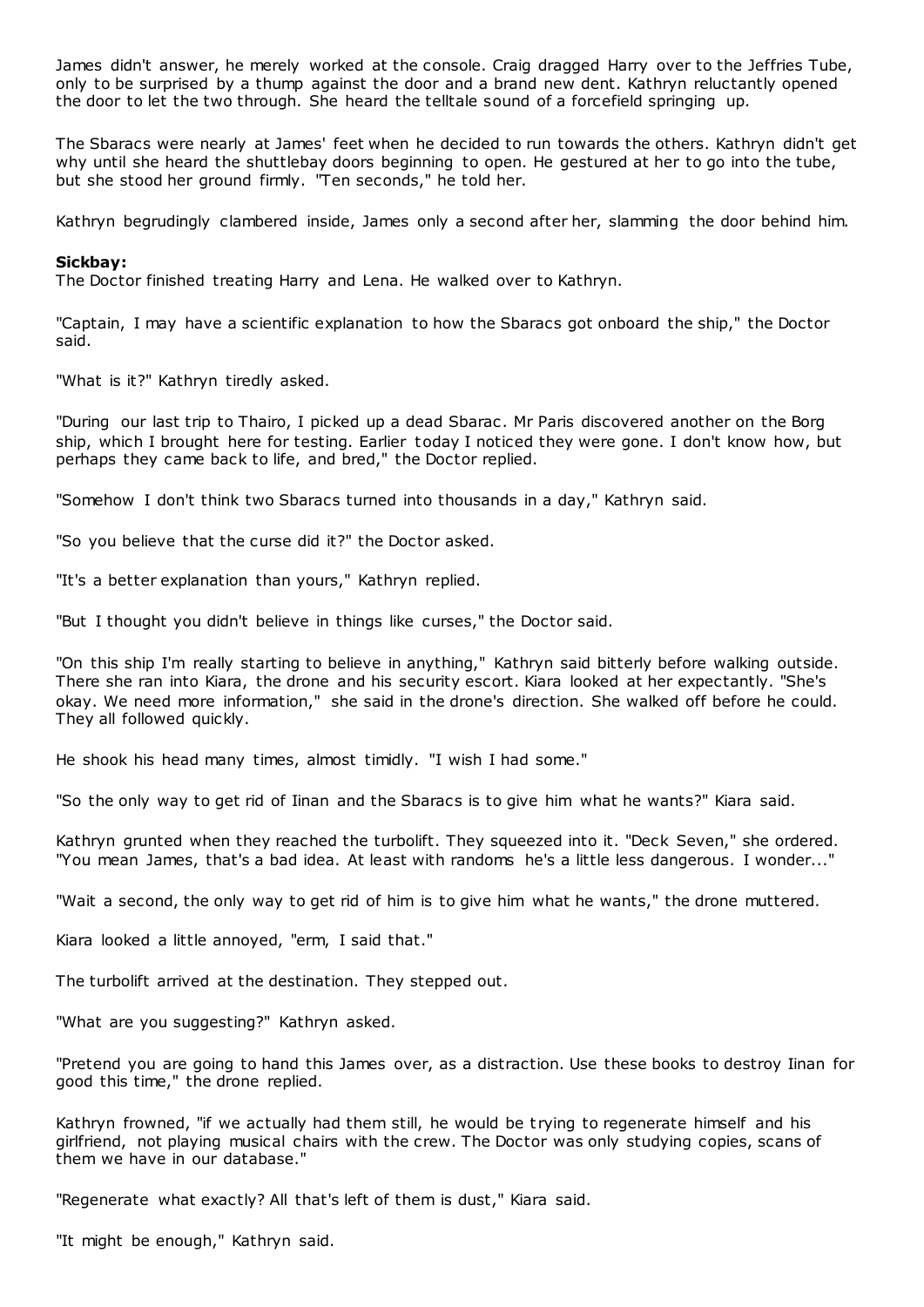James didn't answer, he merely worked at the console. Craig dragged Harry over to the Jeffries Tube, only to be surprised by a thump against the door and a brand new dent. Kathryn reluctantly opened the door to let the two through. She heard the telltale sound of a forcefield springing up.

The Sbaracs were nearly at James' feet when he decided to run towards the others. Kathryn didn't get why until she heard the shuttlebay doors beginning to open. He gestured at her to go into the tube, but she stood her ground firmly. "Ten seconds," he told her.

Kathryn begrudgingly clambered inside, James only a second after her, slamming the door behind him.

**Sickbay:**

The Doctor finished treating Harry and Lena. He walked over to Kathryn.

"Captain, I may have a scientific explanation to how the Sbaracs got onboard the ship," the Doctor said.

"What is it?" Kathryn tiredly asked.

"During our last trip to Thairo, I picked up a dead Sbarac. Mr Paris discovered another on the Borg ship, which I brought here for testing. Earlier today I noticed they were gone. I don't know how, but perhaps they came back to life, and bred," the Doctor replied.

"Somehow I don't think two Sbaracs turned into thousands in a day," Kathryn said.

"So you believe that the curse did it?" the Doctor asked.

"It's a better explanation than yours," Kathryn replied.

"But I thought you didn't believe in things like curses," the Doctor said.

"On this ship I'm really starting to believe in anything," Kathryn said bitterly before walking outside. There she ran into Kiara, the drone and his security escort. Kiara looked at her expectantly. "She's okay. We need more information," she said in the drone's direction. She walked off before he could. They all followed quickly.

He shook his head many times, almost timidly. "I wish I had some."

"So the only way to get rid of Iinan and the Sbaracs is to give him what he wants?" Kiara said.

Kathryn grunted when they reached the turbolift. They squeezed into it. "Deck Seven," she ordered. "You mean James, that's a bad idea. At least with randoms he's a little less dangerous. I wonder..."

"Wait a second, the only way to get rid of him is to give him what he wants," the drone muttered.

Kiara looked a little annoyed, "erm, I said that."

The turbolift arrived at the destination. They stepped out.

"What are you suggesting?" Kathryn asked.

"Pretend you are going to hand this James over, as a distraction. Use these books to destroy Iinan for good this time," the drone replied.

Kathryn frowned, "if we actually had them still, he would be trying to regenerate himself and his girlfriend, not playing musical chairs with the crew. The Doctor was only studying copies, scans of them we have in our database."

"Regenerate what exactly? All that's left of them is dust," Kiara said.

"It might be enough," Kathryn said.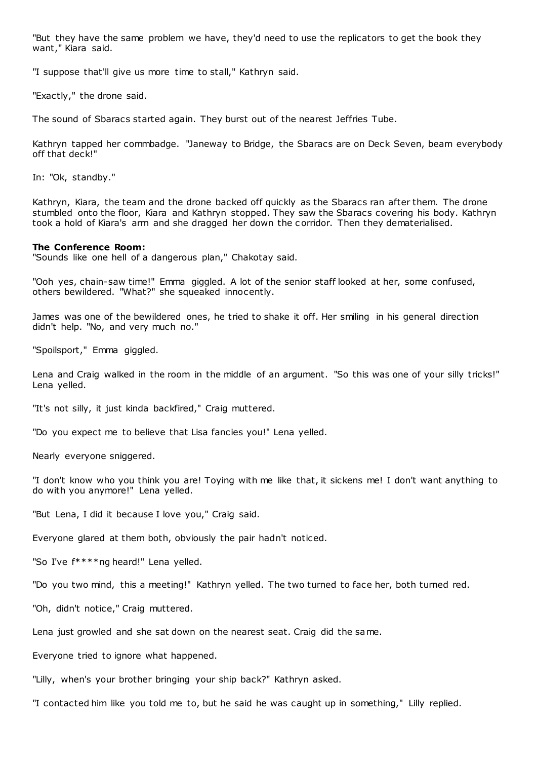"But they have the same problem we have, they'd need to use the replicators to get the book they want," Kiara said.

"I suppose that'll give us more time to stall," Kathryn said.

"Exactly," the drone said.

The sound of Sbaracs started again. They burst out of the nearest Jeffries Tube.

Kathryn tapped her commbadge. "Janeway to Bridge, the Sbaracs are on Deck Seven, beam everybody off that deck!"

In: "Ok, standby."

Kathryn, Kiara, the team and the drone backed off quickly as the Sbaracs ran after them. The drone stumbled onto the floor, Kiara and Kathryn stopped. They saw the Sbaracs covering his body. Kathryn took a hold of Kiara's arm and she dragged her down the corridor. Then they dematerialised.

**The Conference Room:**
"Sounds like one hell of a dangerous plan," Chakotay said.

"Ooh yes, chain-saw time!" Emma giggled. A lot of the senior staff looked at her, some confused, others bewildered. "What?" she squeaked innocently.

James was one of the bewildered ones, he tried to shake it off. Her smiling in his general direction didn't help. "No, and very much no."

"Spoilsport," Emma giggled.

Lena and Craig walked in the room in the middle of an argument. "So this was one of your silly tricks!" Lena yelled.

"It's not silly, it just kinda backfired," Craig muttered.

"Do you expect me to believe that Lisa fancies you!" Lena yelled.

Nearly everyone sniggered.

"I don't know who you think you are! Toying with me like that, it sickens me! I don't want anything to do with you anymore!" Lena yelled.

"But Lena, I did it because I love you," Craig said.

Everyone glared at them both, obviously the pair hadn't noticed.

"So I've f****ng heard!" Lena yelled.

"Do you two mind, this a meeting!" Kathryn yelled. The two turned to face her, both turned red.

"Oh, didn't notice," Craig muttered.

Lena just growled and she sat down on the nearest seat. Craig did the same.

Everyone tried to ignore what happened.

"Lilly, when's your brother bringing your ship back?" Kathryn asked.

"I contacted him like you told me to, but he said he was caught up in something," Lilly replied.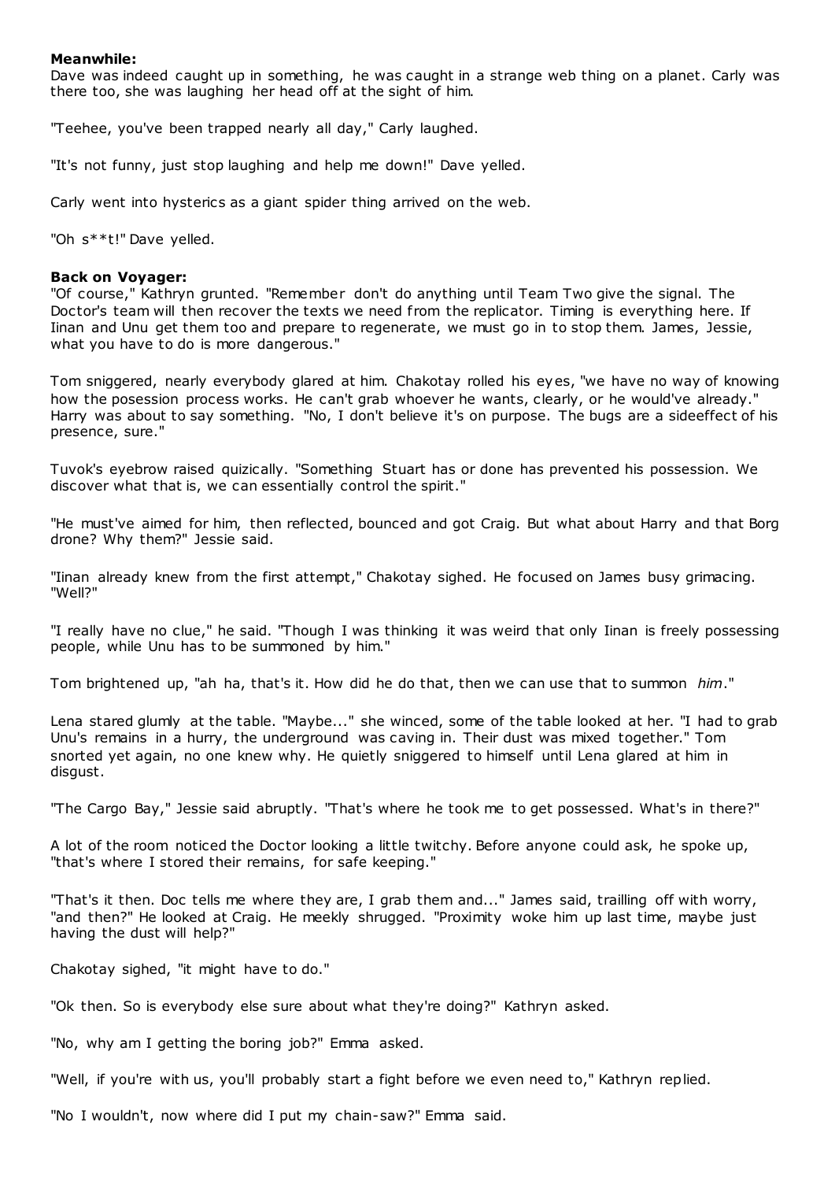**Meanwhile:**
Dave was indeed caught up in something, he was caught in a strange web thing on a planet. Carly was there too, she was laughing her head off at the sight of him.

"Teehee, you've been trapped nearly all day," Carly laughed.

"It's not funny, just stop laughing and help me down!" Dave yelled.

Carly went into hysterics as a giant spider thing arrived on the web.

"Oh s**t!" Dave yelled.

**Back on Voyager:**
"Of course," Kathryn grunted. "Remember don't do anything until Team Two give the signal. The Doctor's team will then recover the texts we need from the replicator. Timing is everything here. If Iinan and Unu get them too and prepare to regenerate, we must go in to stop them. James, Jessie, what you have to do is more dangerous."

Tom sniggered, nearly everybody glared at him. Chakotay rolled his eyes, "we have no way of knowing how the posession process works. He can't grab whoever he wants, clearly, or he would've already." Harry was about to say something. "No, I don't believe it's on purpose. The bugs are a sideeffect of his presence, sure."

Tuvok's eyebrow raised quizically. "Something Stuart has or done has prevented his possession. We discover what that is, we can essentially control the spirit."

"He must've aimed for him, then reflected, bounced and got Craig. But what about Harry and that Borg drone? Why them?" Jessie said.

"Iinan already knew from the first attempt," Chakotay sighed. He focused on James busy grimacing. "Well?"

"I really have no clue," he said. "Though I was thinking it was weird that only Iinan is freely possessing people, while Unu has to be summoned by him."

Tom brightened up, "ah ha, that's it. How did he do that, then we can use that to summon *him*."

Lena stared glumly at the table. "Maybe..." she winced, some of the table looked at her. "I had to grab Unu's remains in a hurry, the underground was caving in. Their dust was mixed together." Tom snorted yet again, no one knew why. He quietly sniggered to himself until Lena glared at him in disgust.

"The Cargo Bay," Jessie said abruptly. "That's where he took me to get possessed. What's in there?"

A lot of the room noticed the Doctor looking a little twitchy. Before anyone could ask, he spoke up, "that's where I stored their remains, for safe keeping."

"That's it then. Doc tells me where they are, I grab them and..." James said, trailling off with worry, "and then?" He looked at Craig. He meekly shrugged. "Proximity woke him up last time, maybe just having the dust will help?"

Chakotay sighed, "it might have to do."

"Ok then. So is everybody else sure about what they're doing?" Kathryn asked.

"No, why am I getting the boring job?" Emma asked.

"Well, if you're with us, you'll probably start a fight before we even need to," Kathryn replied.

"No I wouldn't, now where did I put my chain-saw?" Emma said.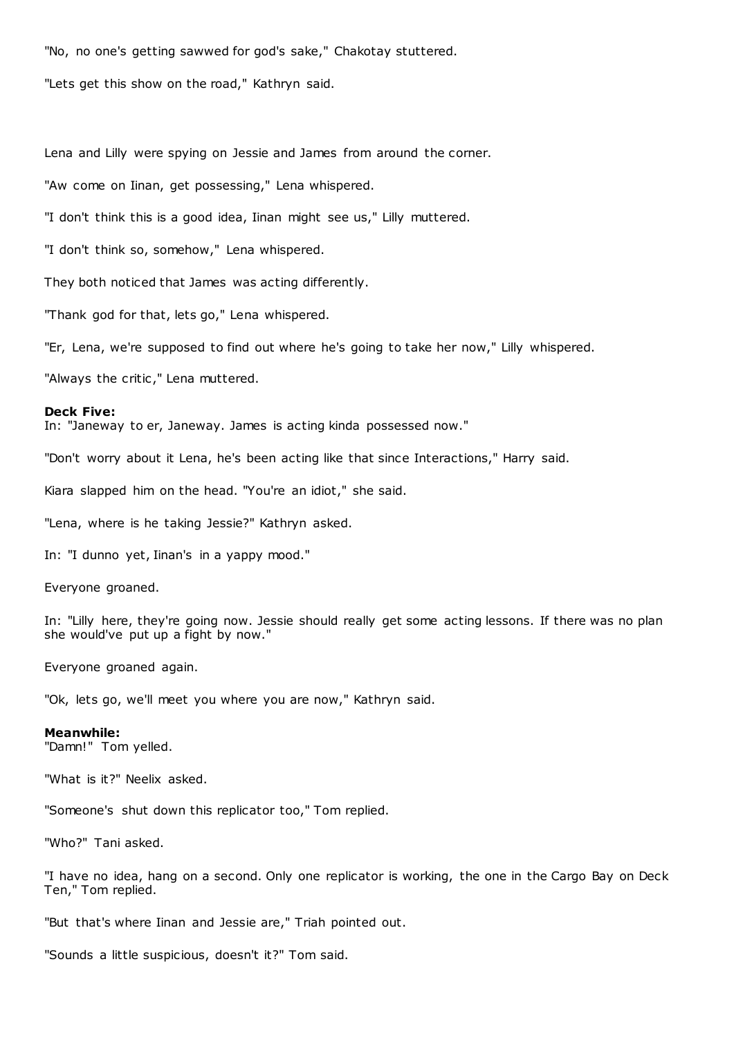"No, no one's getting sawwed for god's sake," Chakotay stuttered.

"Lets get this show on the road," Kathryn said.

Lena and Lilly were spying on Jessie and James from around the corner.

"Aw come on Iinan, get possessing," Lena whispered.

"I don't think this is a good idea, Iinan might see us," Lilly muttered.

"I don't think so, somehow," Lena whispered.

They both noticed that James was acting differently.

"Thank god for that, lets go," Lena whispered.

"Er, Lena, we're supposed to find out where he's going to take her now," Lilly whispered.

"Always the critic," Lena muttered.

**Deck Five:**
In: "Janeway to er, Janeway. James is acting kinda possessed now."

"Don't worry about it Lena, he's been acting like that since Interactions," Harry said.

Kiara slapped him on the head. "You're an idiot," she said.

"Lena, where is he taking Jessie?" Kathryn asked.

In: "I dunno yet, Iinan's in a yappy mood."

Everyone groaned.

In: "Lilly here, they're going now. Jessie should really get some acting lessons. If there was no plan she would've put up a fight by now."

Everyone groaned again.

"Ok, lets go, we'll meet you where you are now," Kathryn said.

**Meanwhile:**
"Damn!" Tom yelled.

"What is it?" Neelix asked.

"Someone's shut down this replicator too," Tom replied.

"Who?" Tani asked.

"I have no idea, hang on a second. Only one replicator is working, the one in the Cargo Bay on Deck Ten," Tom replied.

"But that's where Iinan and Jessie are," Triah pointed out.

"Sounds a little suspicious, doesn't it?" Tom said.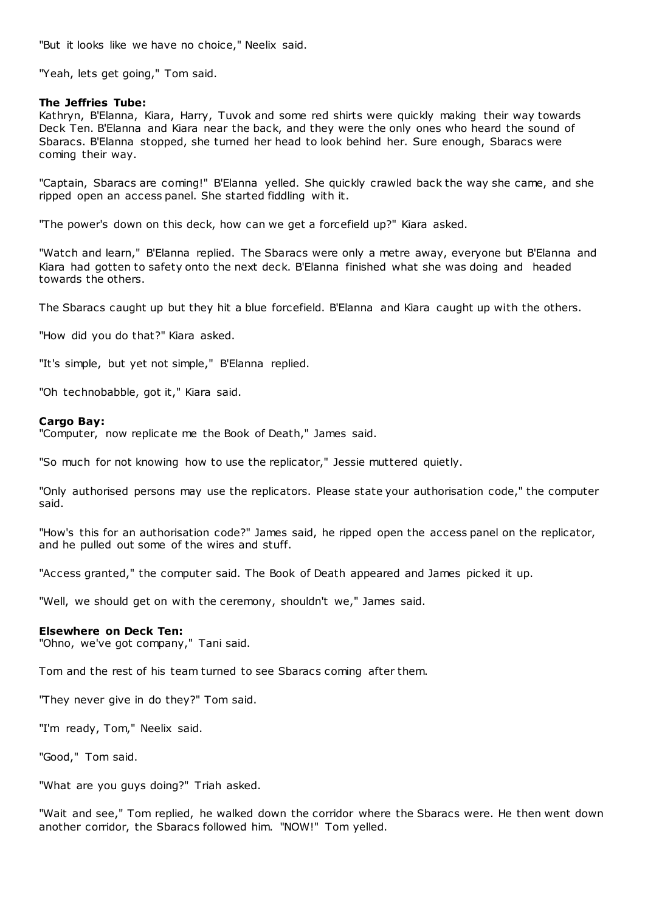"But it looks like we have no choice," Neelix said.

"Yeah, lets get going," Tom said.

**The Jeffries Tube:**
Kathryn, B'Elanna, Kiara, Harry, Tuvok and some red shirts were quickly making their way towards Deck Ten. B'Elanna and Kiara near the back, and they were the only ones who heard the sound of Sbaracs. B'Elanna stopped, she turned her head to look behind her. Sure enough, Sbaracs were coming their way.

"Captain, Sbaracs are coming!" B'Elanna yelled. She quickly crawled back the way she came, and she ripped open an access panel. She started fiddling with it.

"The power's down on this deck, how can we get a forcefield up?" Kiara asked.

"Watch and learn," B'Elanna replied. The Sbaracs were only a metre away, everyone but B'Elanna and Kiara had gotten to safety onto the next deck. B'Elanna finished what she was doing and headed towards the others.

The Sbaracs caught up but they hit a blue forcefield. B'Elanna and Kiara caught up with the others.

"How did you do that?" Kiara asked.

"It's simple, but yet not simple," B'Elanna replied.

"Oh technobabble, got it," Kiara said.

**Cargo Bay:**
"Computer, now replicate me the Book of Death," James said.

"So much for not knowing how to use the replicator," Jessie muttered quietly.

"Only authorised persons may use the replicators. Please state your authorisation code," the computer said.

"How's this for an authorisation code?" James said, he ripped open the access panel on the replicator, and he pulled out some of the wires and stuff.

"Access granted," the computer said. The Book of Death appeared and James picked it up.

"Well, we should get on with the ceremony, shouldn't we," James said.

**Elsewhere on Deck Ten:**
"Ohno, we've got company," Tani said.

Tom and the rest of his team turned to see Sbaracs coming after them.

"They never give in do they?" Tom said.

"I'm ready, Tom," Neelix said.

"Good," Tom said.

"What are you guys doing?" Triah asked.

"Wait and see," Tom replied, he walked down the corridor where the Sbaracs were. He then went down another corridor, the Sbaracs followed him. "NOW!" Tom yelled.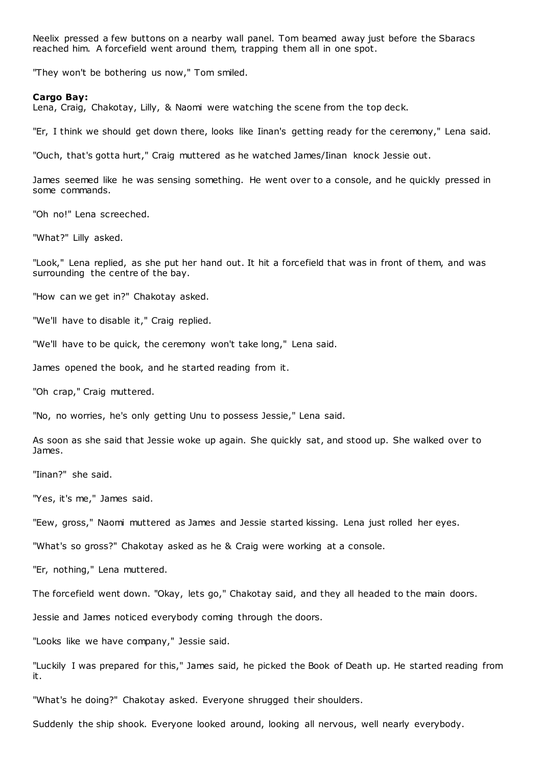Neelix pressed a few buttons on a nearby wall panel. Tom beamed away just before the Sbaracs reached him. A forcefield went around them, trapping them all in one spot.

"They won't be bothering us now," Tom smiled.

**Cargo Bay:**
Lena, Craig, Chakotay, Lilly, & Naomi were watching the scene from the top deck.

"Er, I think we should get down there, looks like Iinan's getting ready for the ceremony," Lena said.

"Ouch, that's gotta hurt," Craig muttered as he watched James/Iinan knock Jessie out.

James seemed like he was sensing something. He went over to a console, and he quickly pressed in some commands.

"Oh no!" Lena screeched.

"What?" Lilly asked.

"Look," Lena replied, as she put her hand out. It hit a forcefield that was in front of them, and was surrounding the centre of the bay.

"How can we get in?" Chakotay asked.

"We'll have to disable it," Craig replied.

"We'll have to be quick, the ceremony won't take long," Lena said.

James opened the book, and he started reading from it.

"Oh crap," Craig muttered.

"No, no worries, he's only getting Unu to possess Jessie," Lena said.

As soon as she said that Jessie woke up again. She quickly sat, and stood up. She walked over to James.

"Iinan?" she said.

"Yes, it's me," James said.

"Eew, gross," Naomi muttered as James and Jessie started kissing. Lena just rolled her eyes.

"What's so gross?" Chakotay asked as he & Craig were working at a console.

"Er, nothing," Lena muttered.

The forcefield went down. "Okay, lets go," Chakotay said, and they all headed to the main doors.

Jessie and James noticed everybody coming through the doors.

"Looks like we have company," Jessie said.

"Luckily I was prepared for this," James said, he picked the Book of Death up. He started reading from it.

"What's he doing?" Chakotay asked. Everyone shrugged their shoulders.

Suddenly the ship shook. Everyone looked around, looking all nervous, well nearly everybody.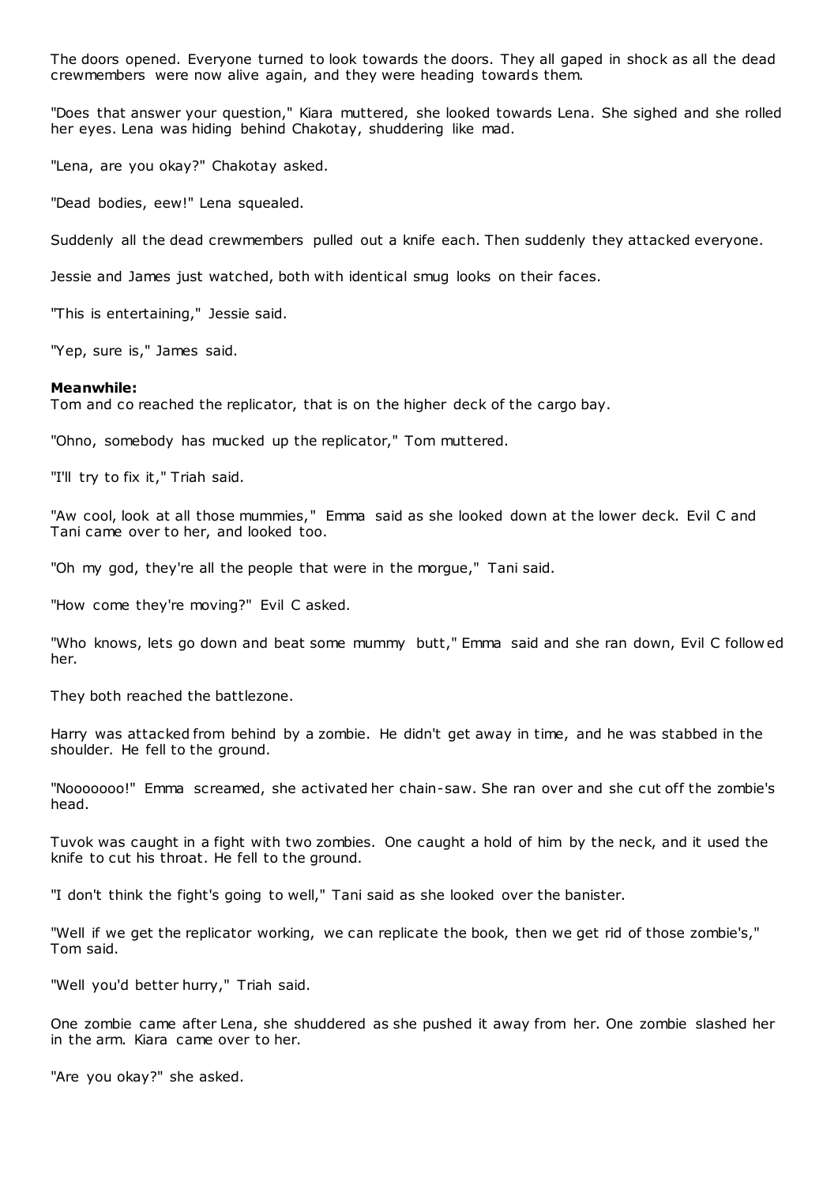The doors opened. Everyone turned to look towards the doors. They all gaped in shock as all the dead crewmembers were now alive again, and they were heading towards them.

"Does that answer your question," Kiara muttered, she looked towards Lena. She sighed and she rolled her eyes. Lena was hiding behind Chakotay, shuddering like mad.

"Lena, are you okay?" Chakotay asked.

"Dead bodies, eew!" Lena squealed.

Suddenly all the dead crewmembers pulled out a knife each. Then suddenly they attacked everyone.

Jessie and James just watched, both with identical smug looks on their faces.

"This is entertaining," Jessie said.

"Yep, sure is," James said.

**Meanwhile:**
Tom and co reached the replicator, that is on the higher deck of the cargo bay.

"Ohno, somebody has mucked up the replicator," Tom muttered.

"I'll try to fix it," Triah said.

"Aw cool, look at all those mummies," Emma said as she looked down at the lower deck. Evil C and Tani came over to her, and looked too.

"Oh my god, they're all the people that were in the morgue," Tani said.

"How come they're moving?" Evil C asked.

"Who knows, lets go down and beat some mummy butt," Emma said and she ran down, Evil C followed her.

They both reached the battlezone.

Harry was attacked from behind by a zombie. He didn't get away in time, and he was stabbed in the shoulder. He fell to the ground.

"Nooooooo!" Emma screamed, she activated her chain-saw. She ran over and she cut off the zombie's head.

Tuvok was caught in a fight with two zombies. One caught a hold of him by the neck, and it used the knife to cut his throat. He fell to the ground.

"I don't think the fight's going to well," Tani said as she looked over the banister.

"Well if we get the replicator working, we can replicate the book, then we get rid of those zombie's," Tom said.

"Well you'd better hurry," Triah said.

One zombie came after Lena, she shuddered as she pushed it away from her. One zombie slashed her in the arm. Kiara came over to her.

"Are you okay?" she asked.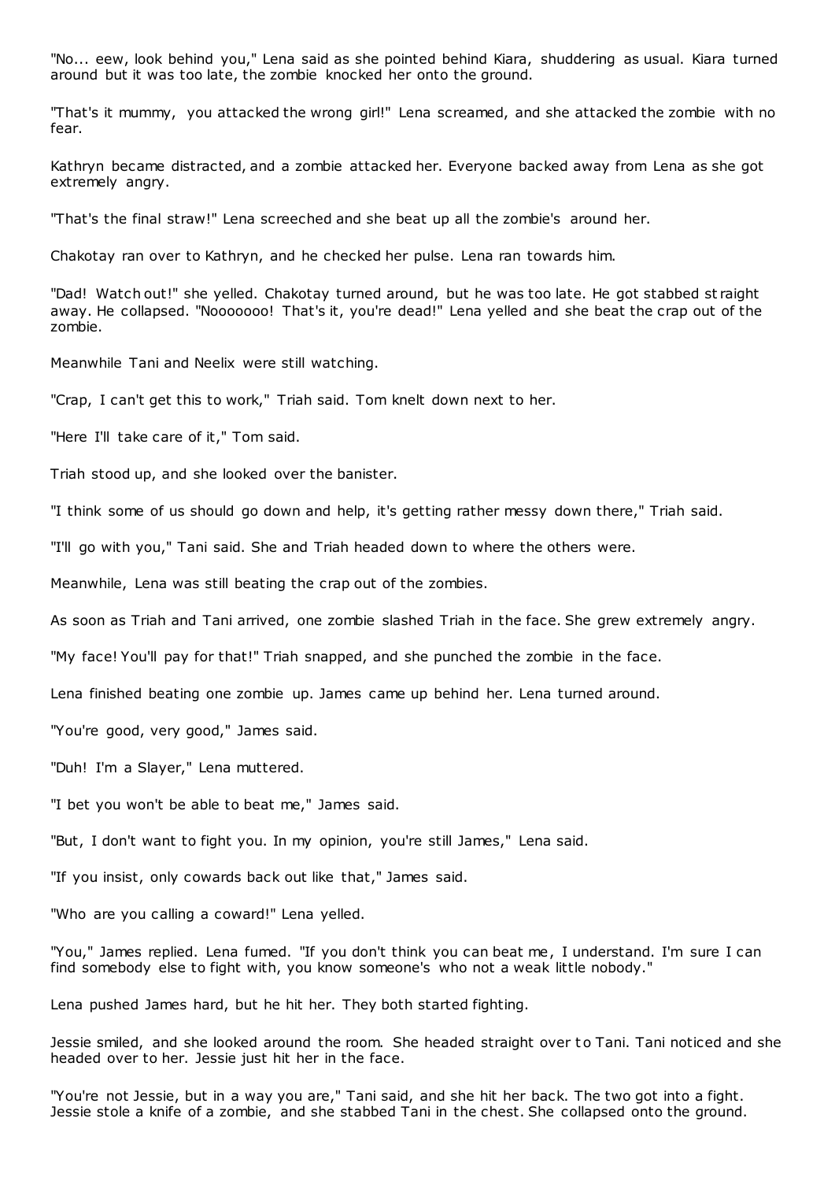"No... eew, look behind you," Lena said as she pointed behind Kiara, shuddering as usual. Kiara turned around but it was too late, the zombie knocked her onto the ground.

"That's it mummy, you attacked the wrong girl!" Lena screamed, and she attacked the zombie with no fear.

Kathryn became distracted, and a zombie attacked her. Everyone backed away from Lena as she got extremely angry.

"That's the final straw!" Lena screeched and she beat up all the zombie's around her.

Chakotay ran over to Kathryn, and he checked her pulse. Lena ran towards him.

"Dad! Watch out!" she yelled. Chakotay turned around, but he was too late. He got stabbed straight away. He collapsed. "Nooooooo! That's it, you're dead!" Lena yelled and she beat the crap out of the zombie.

Meanwhile Tani and Neelix were still watching.

"Crap, I can't get this to work," Triah said. Tom knelt down next to her.

"Here I'll take care of it," Tom said.

Triah stood up, and she looked over the banister.

"I think some of us should go down and help, it's getting rather messy down there," Triah said.

"I'll go with you," Tani said. She and Triah headed down to where the others were.

Meanwhile, Lena was still beating the crap out of the zombies.

As soon as Triah and Tani arrived, one zombie slashed Triah in the face. She grew extremely angry.

"My face! You'll pay for that!" Triah snapped, and she punched the zombie in the face.

Lena finished beating one zombie up. James came up behind her. Lena turned around.

"You're good, very good," James said.

"Duh! I'm a Slayer," Lena muttered.

"I bet you won't be able to beat me," James said.

"But, I don't want to fight you. In my opinion, you're still James," Lena said.

"If you insist, only cowards back out like that," James said.

"Who are you calling a coward!" Lena yelled.

"You," James replied. Lena fumed. "If you don't think you can beat me, I understand. I'm sure I can find somebody else to fight with, you know someone's who not a weak little nobody."

Lena pushed James hard, but he hit her. They both started fighting.

Jessie smiled, and she looked around the room. She headed straight over to Tani. Tani noticed and she headed over to her. Jessie just hit her in the face.

"You're not Jessie, but in a way you are," Tani said, and she hit her back. The two got into a fight. Jessie stole a knife of a zombie, and she stabbed Tani in the chest. She collapsed onto the ground.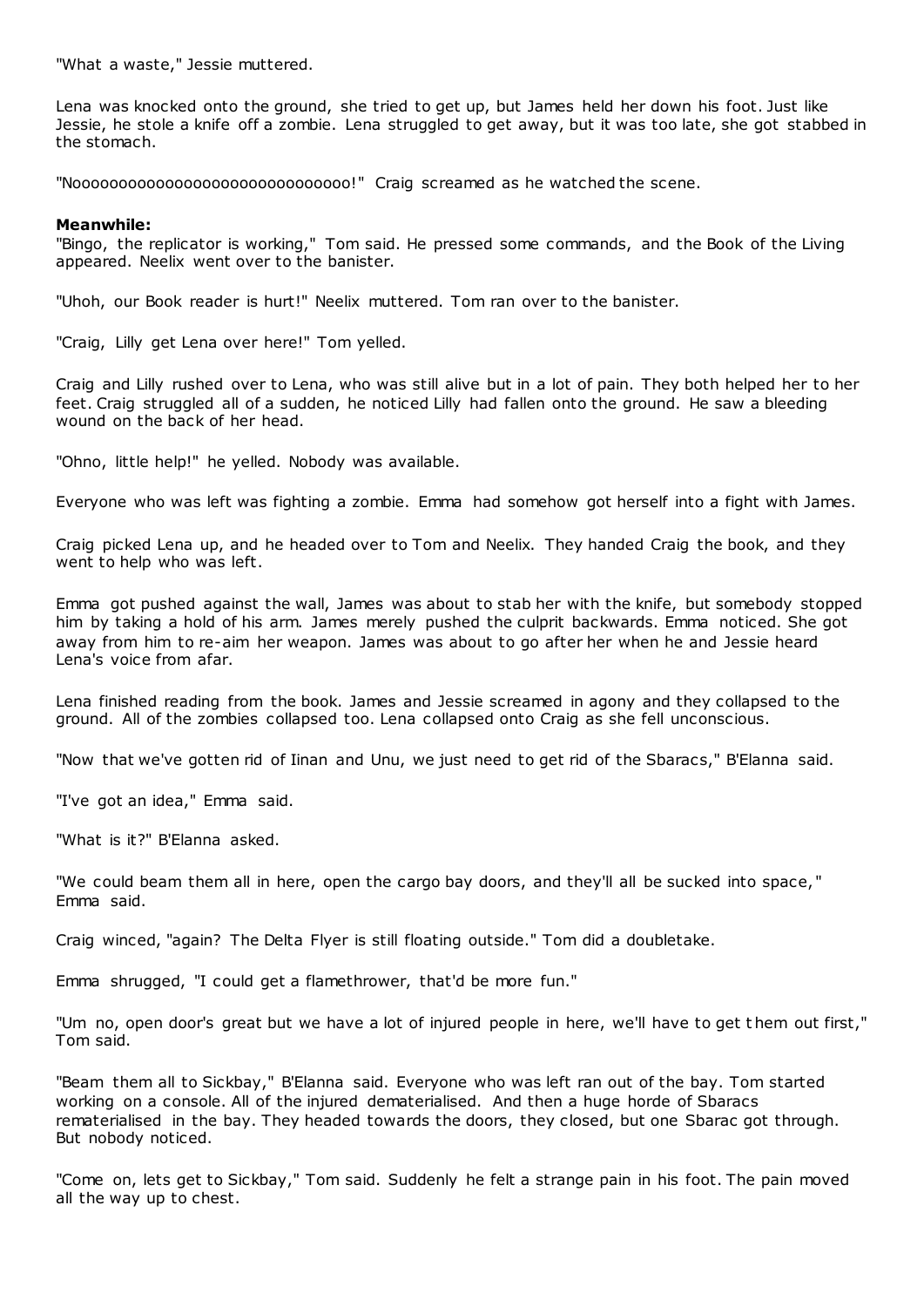"What a waste," Jessie muttered.

Lena was knocked onto the ground, she tried to get up, but James held her down his foot. Just like Jessie, he stole a knife off a zombie. Lena struggled to get away, but it was too late, she got stabbed in the stomach.

"Nooooooooooooooooooooooooooooooo!" Craig screamed as he watched the scene.

**Meanwhile:**

"Bingo, the replicator is working," Tom said. He pressed some commands, and the Book of the Living appeared. Neelix went over to the banister.

"Uhoh, our Book reader is hurt!" Neelix muttered. Tom ran over to the banister.

"Craig, Lilly get Lena over here!" Tom yelled.

Craig and Lilly rushed over to Lena, who was still alive but in a lot of pain. They both helped her to her feet. Craig struggled all of a sudden, he noticed Lilly had fallen onto the ground. He saw a bleeding wound on the back of her head.

"Ohno, little help!" he yelled. Nobody was available.

Everyone who was left was fighting a zombie. Emma had somehow got herself into a fight with James.

Craig picked Lena up, and he headed over to Tom and Neelix. They handed Craig the book, and they went to help who was left.

Emma got pushed against the wall, James was about to stab her with the knife, but somebody stopped him by taking a hold of his arm. James merely pushed the culprit backwards. Emma noticed. She got away from him to re-aim her weapon. James was about to go after her when he and Jessie heard Lena's voice from afar.

Lena finished reading from the book. James and Jessie screamed in agony and they collapsed to the ground. All of the zombies collapsed too. Lena collapsed onto Craig as she fell unconscious.

"Now that we've gotten rid of Iinan and Unu, we just need to get rid of the Sbaracs," B'Elanna said.

"I've got an idea," Emma said.

"What is it?" B'Elanna asked.

"We could beam them all in here, open the cargo bay doors, and they'll all be sucked into space," Emma said.

Craig winced, "again? The Delta Flyer is still floating outside." Tom did a doubletake.

Emma shrugged, "I could get a flamethrower, that'd be more fun."

"Um no, open door's great but we have a lot of injured people in here, we'll have to get them out first," Tom said.

"Beam them all to Sickbay," B'Elanna said. Everyone who was left ran out of the bay. Tom started working on a console. All of the injured dematerialised. And then a huge horde of Sbaracs rematerialised in the bay. They headed towards the doors, they closed, but one Sbarac got through. But nobody noticed.

"Come on, lets get to Sickbay," Tom said. Suddenly he felt a strange pain in his foot. The pain moved all the way up to chest.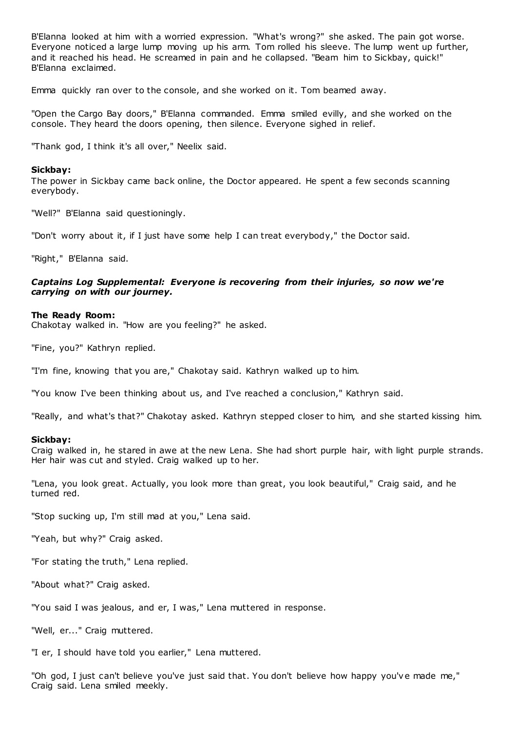B'Elanna looked at him with a worried expression. "What's wrong?" she asked. The pain got worse. Everyone noticed a large lump moving up his arm. Tom rolled his sleeve. The lump went up further, and it reached his head. He screamed in pain and he collapsed. "Beam him to Sickbay, quick!" B'Elanna exclaimed.

Emma quickly ran over to the console, and she worked on it. Tom beamed away.

"Open the Cargo Bay doors," B'Elanna commanded. Emma smiled evilly, and she worked on the console. They heard the doors opening, then silence. Everyone sighed in relief.

"Thank god, I think it's all over," Neelix said.

**Sickbay:**
The power in Sickbay came back online, the Doctor appeared. He spent a few seconds scanning everybody.

"Well?" B'Elanna said questioningly.

"Don't worry about it, if I just have some help I can treat everybody," the Doctor said.

"Right," B'Elanna said.

***Captains Log Supplemental: Everyone is recovering from their injuries, so now we're carrying on with our journey.***

**The Ready Room:**
Chakotay walked in. "How are you feeling?" he asked.

"Fine, you?" Kathryn replied.

"I'm fine, knowing that you are," Chakotay said. Kathryn walked up to him.

"You know I've been thinking about us, and I've reached a conclusion," Kathryn said.

"Really, and what's that?" Chakotay asked. Kathryn stepped closer to him, and she started kissing him.

**Sickbay:**
Craig walked in, he stared in awe at the new Lena. She had short purple hair, with light purple strands. Her hair was cut and styled. Craig walked up to her.

"Lena, you look great. Actually, you look more than great, you look beautiful," Craig said, and he turned red.

"Stop sucking up, I'm still mad at you," Lena said.

"Yeah, but why?" Craig asked.

"For stating the truth," Lena replied.

"About what?" Craig asked.

"You said I was jealous, and er, I was," Lena muttered in response.

"Well, er..." Craig muttered.

"I er, I should have told you earlier," Lena muttered.

"Oh god, I just can't believe you've just said that. You don't believe how happy you've made me," Craig said. Lena smiled meekly.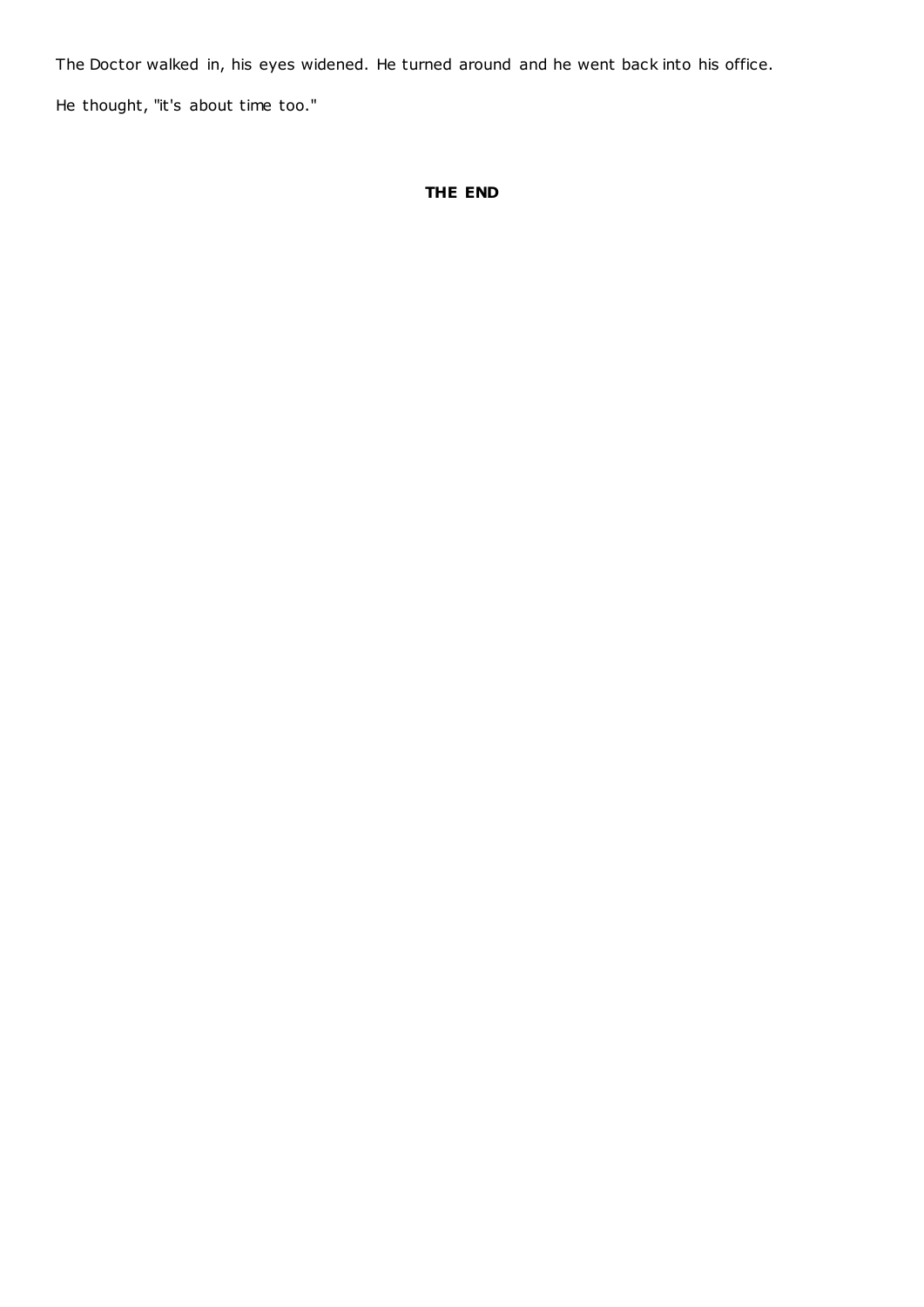The Doctor walked in, his eyes widened. He turned around and he went back into his office.

He thought, "it's about time too."

**THE END**